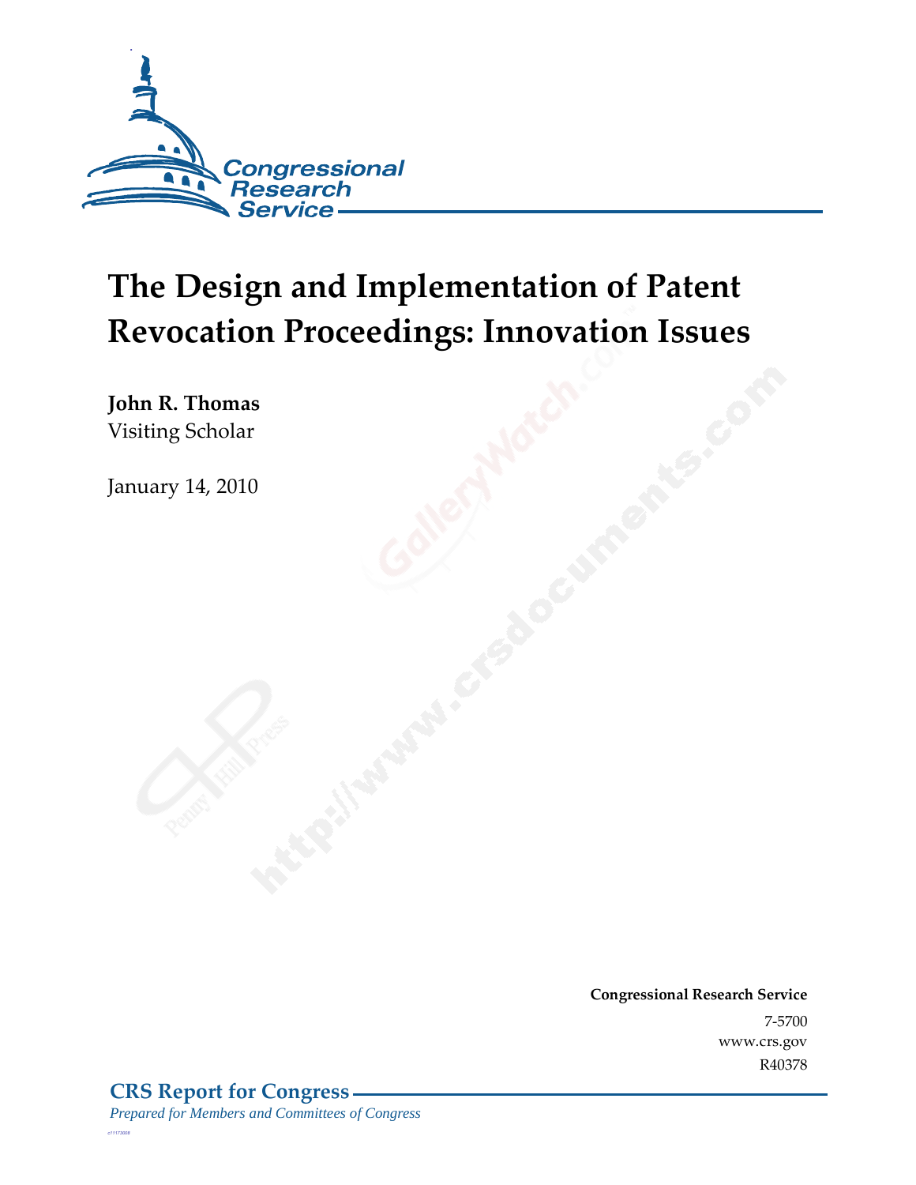# The Design and Implementation of Patent Revocation Proceedings: Innovation Issues

**John R. Thomas**
Visiting Scholar

January 14, 2010

**Congressional Research Service**
7-5700
www.crs.gov
R40378

**CRS Report for Congress**
*Prepared for Members and Committees of Congress*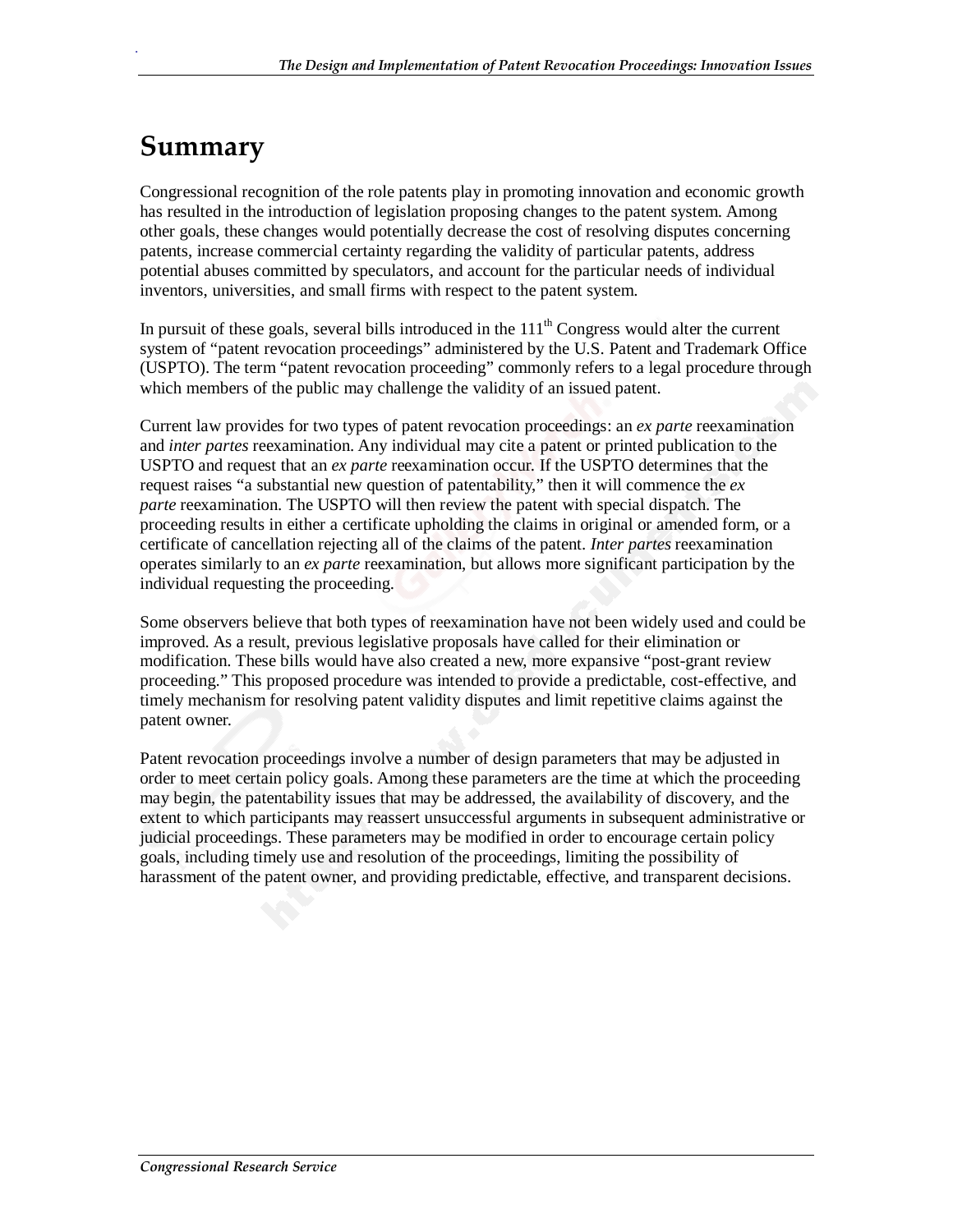# Summary

Congressional recognition of the role patents play in promoting innovation and economic growth has resulted in the introduction of legislation proposing changes to the patent system. Among other goals, these changes would potentially decrease the cost of resolving disputes concerning patents, increase commercial certainty regarding the validity of particular patents, address potential abuses committed by speculators, and account for the particular needs of individual inventors, universities, and small firms with respect to the patent system.

In pursuit of these goals, several bills introduced in the 111th Congress would alter the current system of "patent revocation proceedings" administered by the U.S. Patent and Trademark Office (USPTO). The term "patent revocation proceeding" commonly refers to a legal procedure through which members of the public may challenge the validity of an issued patent.

Current law provides for two types of patent revocation proceedings: an *ex parte* reexamination and *inter partes* reexamination. Any individual may cite a patent or printed publication to the USPTO and request that an *ex parte* reexamination occur. If the USPTO determines that the request raises "a substantial new question of patentability," then it will commence the *ex parte* reexamination. The USPTO will then review the patent with special dispatch. The proceeding results in either a certificate upholding the claims in original or amended form, or a certificate of cancellation rejecting all of the claims of the patent. *Inter partes* reexamination operates similarly to an *ex parte* reexamination, but allows more significant participation by the individual requesting the proceeding.

Some observers believe that both types of reexamination have not been widely used and could be improved. As a result, previous legislative proposals have called for their elimination or modification. These bills would have also created a new, more expansive "post-grant review proceeding." This proposed procedure was intended to provide a predictable, cost-effective, and timely mechanism for resolving patent validity disputes and limit repetitive claims against the patent owner.

Patent revocation proceedings involve a number of design parameters that may be adjusted in order to meet certain policy goals. Among these parameters are the time at which the proceeding may begin, the patentability issues that may be addressed, the availability of discovery, and the extent to which participants may reassert unsuccessful arguments in subsequent administrative or judicial proceedings. These parameters may be modified in order to encourage certain policy goals, including timely use and resolution of the proceedings, limiting the possibility of harassment of the patent owner, and providing predictable, effective, and transparent decisions.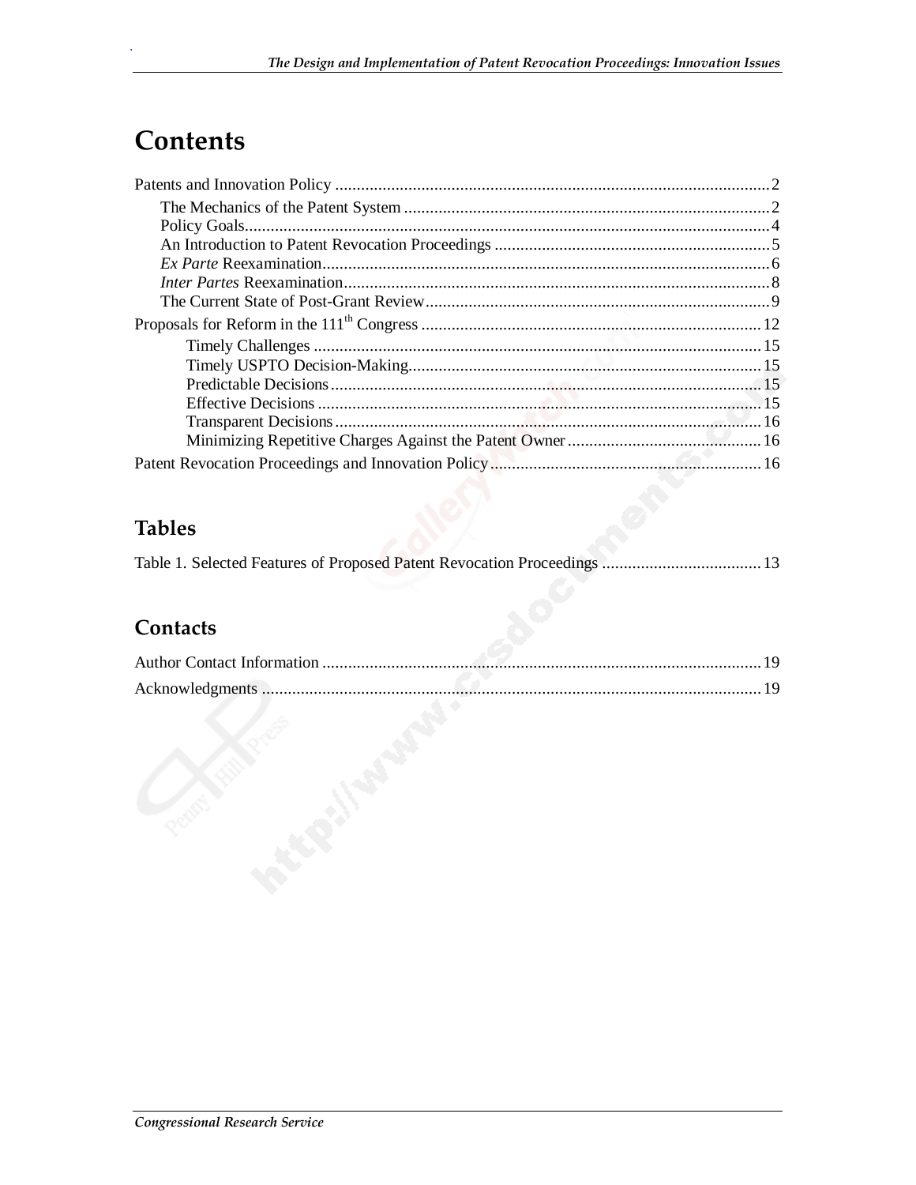# Contents

Patents and Innovation Policy .................................................................................................... 2

The Mechanics of the Patent System ..................................................................................... 2

Policy Goals.......................................................................................................................... 4

An Introduction to Patent Revocation Proceedings ................................................................ 5

*Ex Parte* Reexamination........................................................................................................ 6

*Inter Partes* Reexamination................................................................................................... 8

The Current State of Post-Grant Review ................................................................................ 9

Proposals for Reform in the 111th Congress ............................................................................... 12

Timely Challenges ........................................................................................................ 15

Timely USPTO Decision-Making.................................................................................. 15

Predictable Decisions .................................................................................................... 15

Effective Decisions ....................................................................................................... 15

Transparent Decisions ................................................................................................... 16

Minimizing Repetitive Charges Against the Patent Owner ............................................. 16

Patent Revocation Proceedings and Innovation Policy ................................................................ 16

## Tables

Table 1. Selected Features of Proposed Patent Revocation Proceedings ..................................... 13

## Contacts

Author Contact Information ...................................................................................................... 19

Acknowledgments .................................................................................................................... 19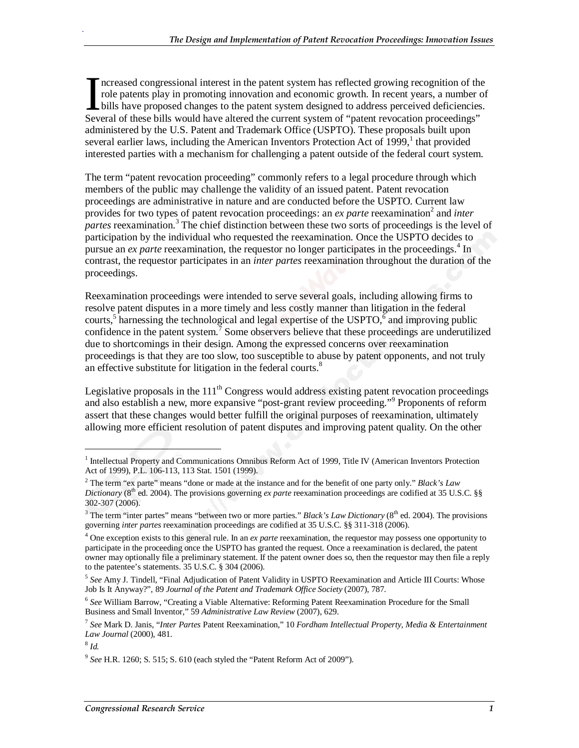Increased congressional interest in the patent system has reflected growing recognition of the role patents play in promoting innovation and economic growth. In recent years, a number of bills have proposed changes to the patent system designed to address perceived deficiencies. Several of these bills would have altered the current system of "patent revocation proceedings" administered by the U.S. Patent and Trademark Office (USPTO). These proposals built upon several earlier laws, including the American Inventors Protection Act of 1999,[1] that provided interested parties with a mechanism for challenging a patent outside of the federal court system.

The term "patent revocation proceeding" commonly refers to a legal procedure through which members of the public may challenge the validity of an issued patent. Patent revocation proceedings are administrative in nature and are conducted before the USPTO. Current law provides for two types of patent revocation proceedings: an *ex parte* reexamination[2] and *inter partes* reexamination.[3] The chief distinction between these two sorts of proceedings is the level of participation by the individual who requested the reexamination. Once the USPTO decides to pursue an *ex parte* reexamination, the requestor no longer participates in the proceedings.[4] In contrast, the requestor participates in an *inter partes* reexamination throughout the duration of the proceedings.

Reexamination proceedings were intended to serve several goals, including allowing firms to resolve patent disputes in a more timely and less costly manner than litigation in the federal courts,[5] harnessing the technological and legal expertise of the USPTO,[6] and improving public confidence in the patent system.[7] Some observers believe that these proceedings are underutilized due to shortcomings in their design. Among the expressed concerns over reexamination proceedings is that they are too slow, too susceptible to abuse by patent opponents, and not truly an effective substitute for litigation in the federal courts.[8]

Legislative proposals in the 111th Congress would address existing patent revocation proceedings and also establish a new, more expansive "post-grant review proceeding."[9] Proponents of reform assert that these changes would better fulfill the original purposes of reexamination, ultimately allowing more efficient resolution of patent disputes and improving patent quality. On the other

---

[1] Intellectual Property and Communications Omnibus Reform Act of 1999, Title IV (American Inventors Protection Act of 1999), P.L. 106-113, 113 Stat. 1501 (1999).

[2] The term "ex parte" means "done or made at the instance and for the benefit of one party only." *Black's Law Dictionary* (8th ed. 2004). The provisions governing *ex parte* reexamination proceedings are codified at 35 U.S.C. §§ 302-307 (2006).

[3] The term "inter partes" means "between two or more parties." *Black's Law Dictionary* (8th ed. 2004). The provisions governing *inter partes* reexamination proceedings are codified at 35 U.S.C. §§ 311-318 (2006).

[4] One exception exists to this general rule. In an *ex parte* reexamination, the requestor may possess one opportunity to participate in the proceeding once the USPTO has granted the request. Once a reexamination is declared, the patent owner may optionally file a preliminary statement. If the patent owner does so, then the requestor may then file a reply to the patentee's statements. 35 U.S.C. § 304 (2006).

[5] *See* Amy J. Tindell, "Final Adjudication of Patent Validity in USPTO Reexamination and Article III Courts: Whose Job Is It Anyway?", 89 *Journal of the Patent and Trademark Office Society* (2007), 787.

[6] *See* William Barrow, "Creating a Viable Alternative: Reforming Patent Reexamination Procedure for the Small Business and Small Inventor," 59 *Administrative Law Review* (2007), 629.

[7] *See* Mark D. Janis, "*Inter Partes* Patent Reexamination," 10 *Fordham Intellectual Property, Media & Entertainment Law Journal* (2000), 481.

[8] *Id.*

[9] *See* H.R. 1260; S. 515; S. 610 (each styled the "Patent Reform Act of 2009").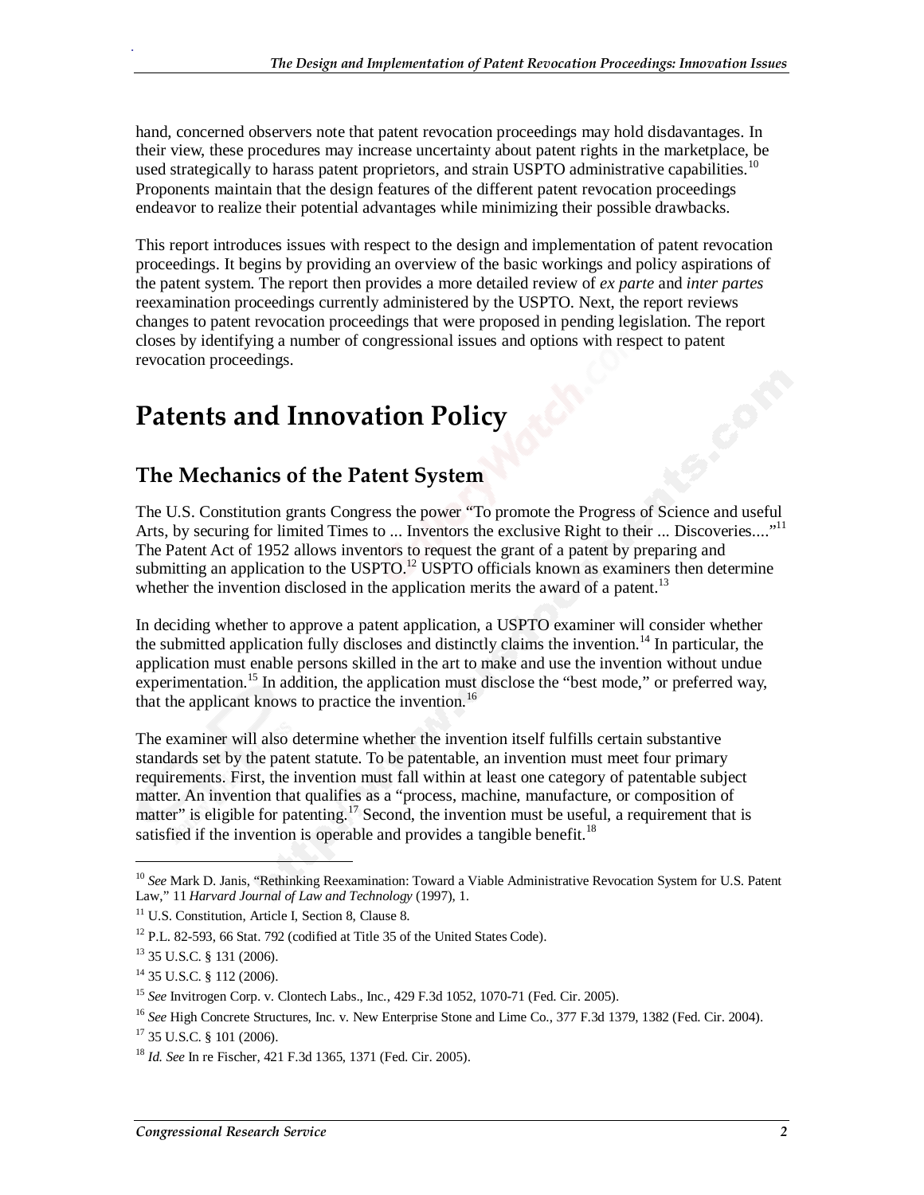hand, concerned observers note that patent revocation proceedings may hold disadvantages. In their view, these procedures may increase uncertainty about patent rights in the marketplace, be used strategically to harass patent proprietors, and strain USPTO administrative capabilities.[10] Proponents maintain that the design features of the different patent revocation proceedings endeavor to realize their potential advantages while minimizing their possible drawbacks.

This report introduces issues with respect to the design and implementation of patent revocation proceedings. It begins by providing an overview of the basic workings and policy aspirations of the patent system. The report then provides a more detailed review of *ex parte* and *inter partes* reexamination proceedings currently administered by the USPTO. Next, the report reviews changes to patent revocation proceedings that were proposed in pending legislation. The report closes by identifying a number of congressional issues and options with respect to patent revocation proceedings.

# Patents and Innovation Policy

## The Mechanics of the Patent System

The U.S. Constitution grants Congress the power "To promote the Progress of Science and useful Arts, by securing for limited Times to ... Inventors the exclusive Right to their ... Discoveries...."[11] The Patent Act of 1952 allows inventors to request the grant of a patent by preparing and submitting an application to the USPTO.[12] USPTO officials known as examiners then determine whether the invention disclosed in the application merits the award of a patent.[13]

In deciding whether to approve a patent application, a USPTO examiner will consider whether the submitted application fully discloses and distinctly claims the invention.[14] In particular, the application must enable persons skilled in the art to make and use the invention without undue experimentation.[15] In addition, the application must disclose the "best mode," or preferred way, that the applicant knows to practice the invention.[16]

The examiner will also determine whether the invention itself fulfills certain substantive standards set by the patent statute. To be patentable, an invention must meet four primary requirements. First, the invention must fall within at least one category of patentable subject matter. An invention that qualifies as a "process, machine, manufacture, or composition of matter" is eligible for patenting.[17] Second, the invention must be useful, a requirement that is satisfied if the invention is operable and provides a tangible benefit.[18]

---

[10] *See* Mark D. Janis, "Rethinking Reexamination: Toward a Viable Administrative Revocation System for U.S. Patent Law," 11 *Harvard Journal of Law and Technology* (1997), 1.

[11] U.S. Constitution, Article I, Section 8, Clause 8.

[12] P.L. 82-593, 66 Stat. 792 (codified at Title 35 of the United States Code).

[13] 35 U.S.C. § 131 (2006).

[14] 35 U.S.C. § 112 (2006).

[15] *See* Invitrogen Corp. v. Clontech Labs., Inc., 429 F.3d 1052, 1070-71 (Fed. Cir. 2005).

[16] *See* High Concrete Structures, Inc. v. New Enterprise Stone and Lime Co., 377 F.3d 1379, 1382 (Fed. Cir. 2004).

[17] 35 U.S.C. § 101 (2006).

[18] *Id. See* In re Fischer, 421 F.3d 1365, 1371 (Fed. Cir. 2005).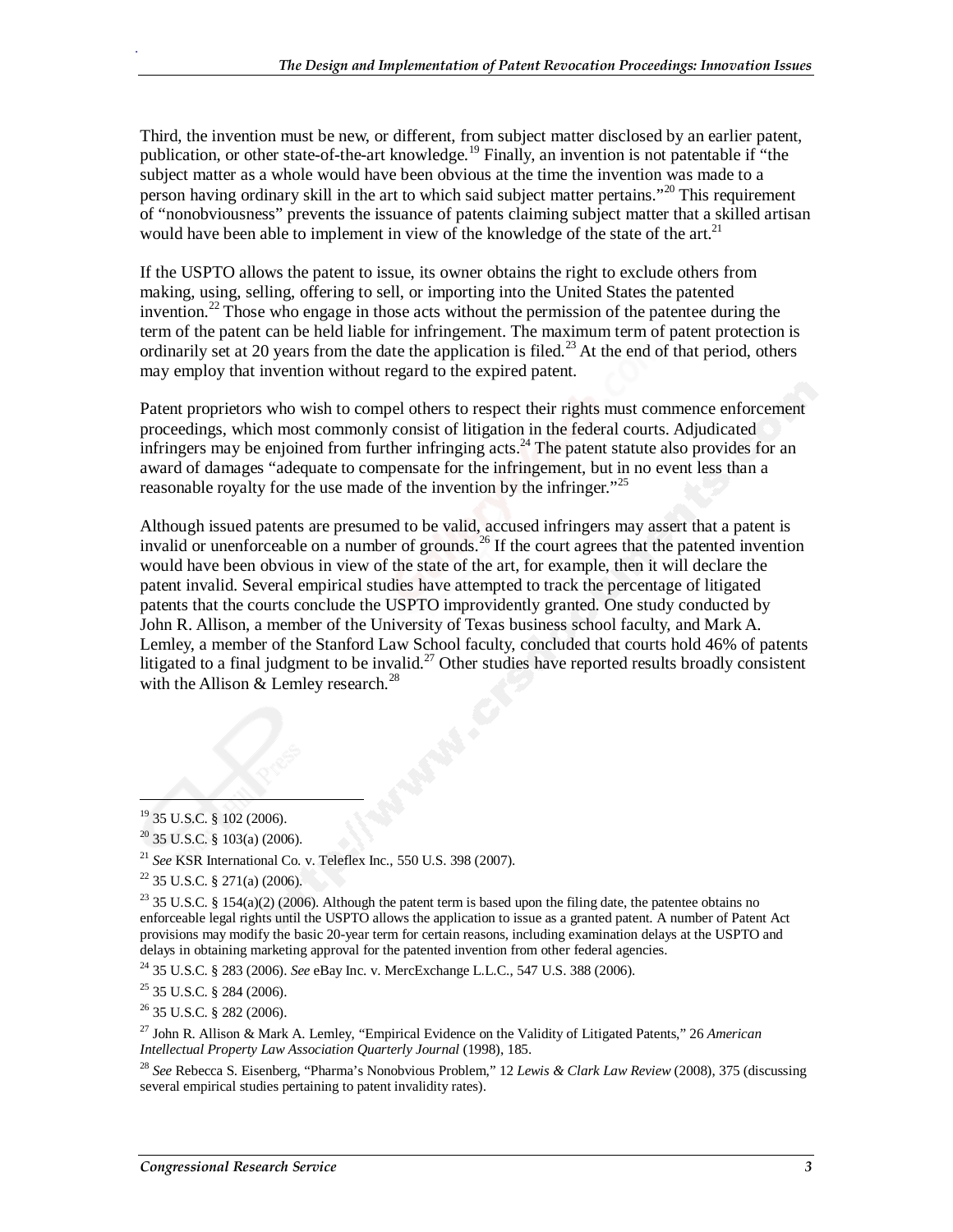Third, the invention must be new, or different, from subject matter disclosed by an earlier patent, publication, or other state-of-the-art knowledge.[19] Finally, an invention is not patentable if "the subject matter as a whole would have been obvious at the time the invention was made to a person having ordinary skill in the art to which said subject matter pertains."[20] This requirement of "nonobviousness" prevents the issuance of patents claiming subject matter that a skilled artisan would have been able to implement in view of the knowledge of the state of the art.[21]

If the USPTO allows the patent to issue, its owner obtains the right to exclude others from making, using, selling, offering to sell, or importing into the United States the patented invention.[22] Those who engage in those acts without the permission of the patentee during the term of the patent can be held liable for infringement. The maximum term of patent protection is ordinarily set at 20 years from the date the application is filed.[23] At the end of that period, others may employ that invention without regard to the expired patent.

Patent proprietors who wish to compel others to respect their rights must commence enforcement proceedings, which most commonly consist of litigation in the federal courts. Adjudicated infringers may be enjoined from further infringing acts.[24] The patent statute also provides for an award of damages "adequate to compensate for the infringement, but in no event less than a reasonable royalty for the use made of the invention by the infringer."[25]

Although issued patents are presumed to be valid, accused infringers may assert that a patent is invalid or unenforceable on a number of grounds.[26] If the court agrees that the patented invention would have been obvious in view of the state of the art, for example, then it will declare the patent invalid. Several empirical studies have attempted to track the percentage of litigated patents that the courts conclude the USPTO improvidently granted. One study conducted by John R. Allison, a member of the University of Texas business school faculty, and Mark A. Lemley, a member of the Stanford Law School faculty, concluded that courts hold 46% of patents litigated to a final judgment to be invalid.[27] Other studies have reported results broadly consistent with the Allison & Lemley research.[28]

---

[19] 35 U.S.C. § 102 (2006).

[20] 35 U.S.C. § 103(a) (2006).

[21] *See* KSR International Co. v. Teleflex Inc., 550 U.S. 398 (2007).

[22] 35 U.S.C. § 271(a) (2006).

[23] 35 U.S.C. § 154(a)(2) (2006). Although the patent term is based upon the filing date, the patentee obtains no enforceable legal rights until the USPTO allows the application to issue as a granted patent. A number of Patent Act provisions may modify the basic 20-year term for certain reasons, including examination delays at the USPTO and delays in obtaining marketing approval for the patented invention from other federal agencies.

[24] 35 U.S.C. § 283 (2006). *See* eBay Inc. v. MercExchange L.L.C., 547 U.S. 388 (2006).

[25] 35 U.S.C. § 284 (2006).

[26] 35 U.S.C. § 282 (2006).

[27] John R. Allison & Mark A. Lemley, "Empirical Evidence on the Validity of Litigated Patents," 26 *American Intellectual Property Law Association Quarterly Journal* (1998), 185.

[28] *See* Rebecca S. Eisenberg, "Pharma's Nonobvious Problem," 12 *Lewis & Clark Law Review* (2008), 375 (discussing several empirical studies pertaining to patent invalidity rates).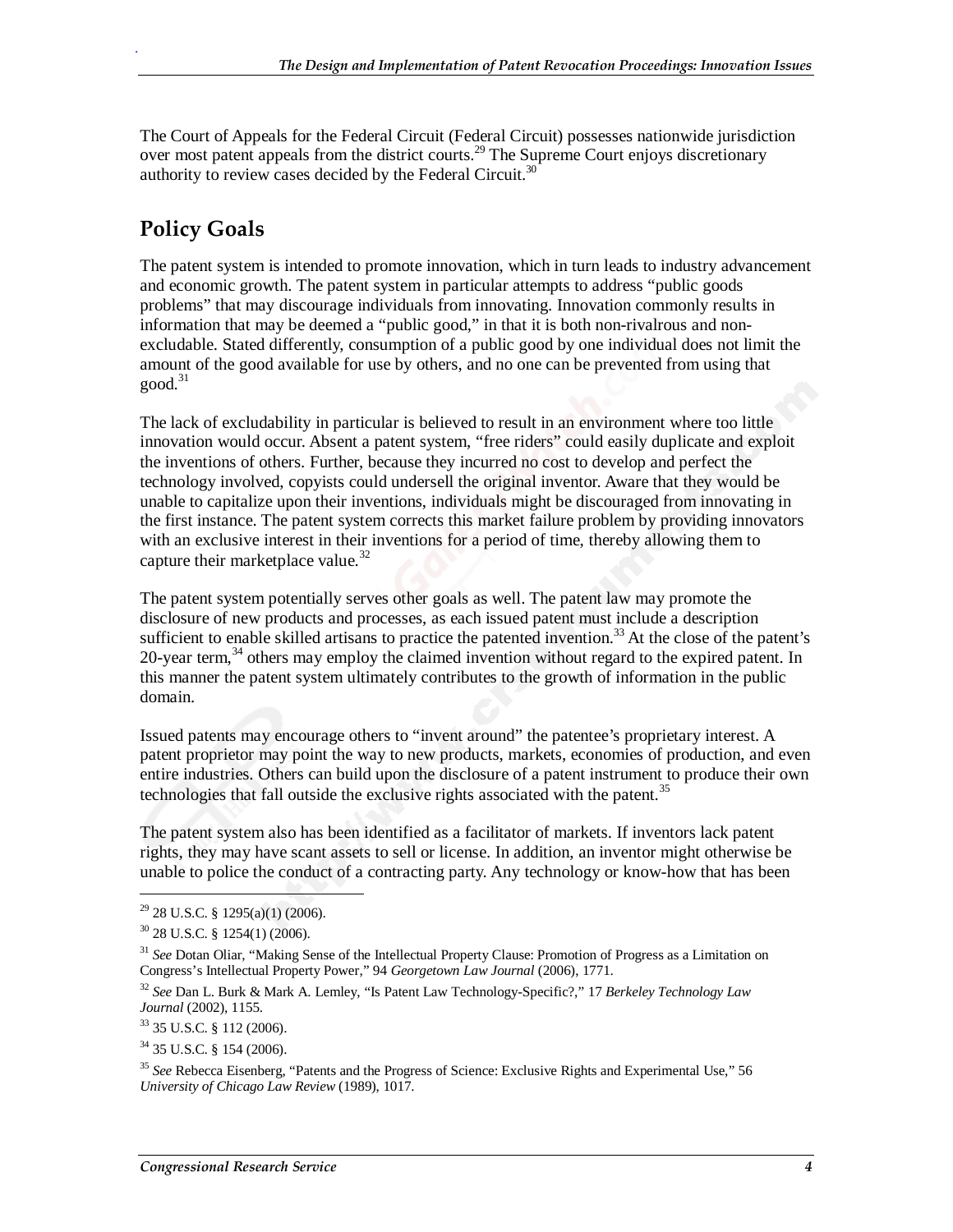The Court of Appeals for the Federal Circuit (Federal Circuit) possesses nationwide jurisdiction over most patent appeals from the district courts.[29] The Supreme Court enjoys discretionary authority to review cases decided by the Federal Circuit.[30]

## Policy Goals

The patent system is intended to promote innovation, which in turn leads to industry advancement and economic growth. The patent system in particular attempts to address "public goods problems" that may discourage individuals from innovating. Innovation commonly results in information that may be deemed a "public good," in that it is both non-rivalrous and non-excludable. Stated differently, consumption of a public good by one individual does not limit the amount of the good available for use by others, and no one can be prevented from using that good.[31]

The lack of excludability in particular is believed to result in an environment where too little innovation would occur. Absent a patent system, "free riders" could easily duplicate and exploit the inventions of others. Further, because they incurred no cost to develop and perfect the technology involved, copyists could undersell the original inventor. Aware that they would be unable to capitalize upon their inventions, individuals might be discouraged from innovating in the first instance. The patent system corrects this market failure problem by providing innovators with an exclusive interest in their inventions for a period of time, thereby allowing them to capture their marketplace value.[32]

The patent system potentially serves other goals as well. The patent law may promote the disclosure of new products and processes, as each issued patent must include a description sufficient to enable skilled artisans to practice the patented invention.[33] At the close of the patent's 20-year term,[34] others may employ the claimed invention without regard to the expired patent. In this manner the patent system ultimately contributes to the growth of information in the public domain.

Issued patents may encourage others to "invent around" the patentee's proprietary interest. A patent proprietor may point the way to new products, markets, economies of production, and even entire industries. Others can build upon the disclosure of a patent instrument to produce their own technologies that fall outside the exclusive rights associated with the patent.[35]

The patent system also has been identified as a facilitator of markets. If inventors lack patent rights, they may have scant assets to sell or license. In addition, an inventor might otherwise be unable to police the conduct of a contracting party. Any technology or know-how that has been

---

[29] 28 U.S.C. § 1295(a)(1) (2006).

[30] 28 U.S.C. § 1254(1) (2006).

[31] *See* Dotan Oliar, "Making Sense of the Intellectual Property Clause: Promotion of Progress as a Limitation on Congress's Intellectual Property Power," 94 *Georgetown Law Journal* (2006), 1771.

[32] *See* Dan L. Burk & Mark A. Lemley, "Is Patent Law Technology-Specific?," 17 *Berkeley Technology Law Journal* (2002), 1155.

[33] 35 U.S.C. § 112 (2006).

[34] 35 U.S.C. § 154 (2006).

[35] *See* Rebecca Eisenberg, "Patents and the Progress of Science: Exclusive Rights and Experimental Use," 56 *University of Chicago Law Review* (1989), 1017.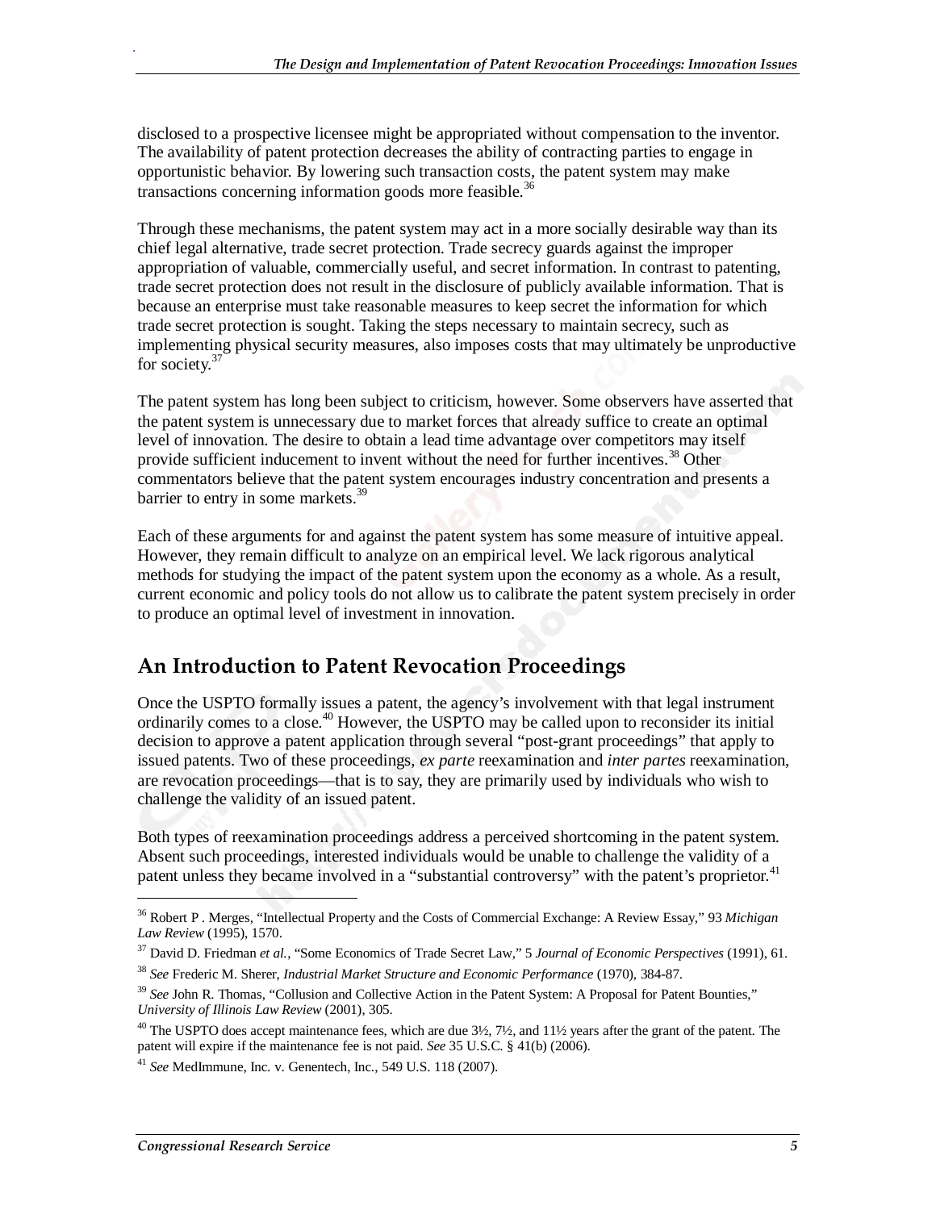disclosed to a prospective licensee might be appropriated without compensation to the inventor. The availability of patent protection decreases the ability of contracting parties to engage in opportunistic behavior. By lowering such transaction costs, the patent system may make transactions concerning information goods more feasible.[36]

Through these mechanisms, the patent system may act in a more socially desirable way than its chief legal alternative, trade secret protection. Trade secrecy guards against the improper appropriation of valuable, commercially useful, and secret information. In contrast to patenting, trade secret protection does not result in the disclosure of publicly available information. That is because an enterprise must take reasonable measures to keep secret the information for which trade secret protection is sought. Taking the steps necessary to maintain secrecy, such as implementing physical security measures, also imposes costs that may ultimately be unproductive for society.[37]

The patent system has long been subject to criticism, however. Some observers have asserted that the patent system is unnecessary due to market forces that already suffice to create an optimal level of innovation. The desire to obtain a lead time advantage over competitors may itself provide sufficient inducement to invent without the need for further incentives.[38] Other commentators believe that the patent system encourages industry concentration and presents a barrier to entry in some markets.[39]

Each of these arguments for and against the patent system has some measure of intuitive appeal. However, they remain difficult to analyze on an empirical level. We lack rigorous analytical methods for studying the impact of the patent system upon the economy as a whole. As a result, current economic and policy tools do not allow us to calibrate the patent system precisely in order to produce an optimal level of investment in innovation.

## An Introduction to Patent Revocation Proceedings

Once the USPTO formally issues a patent, the agency's involvement with that legal instrument ordinarily comes to a close.[40] However, the USPTO may be called upon to reconsider its initial decision to approve a patent application through several "post-grant proceedings" that apply to issued patents. Two of these proceedings, *ex parte* reexamination and *inter partes* reexamination, are revocation proceedings—that is to say, they are primarily used by individuals who wish to challenge the validity of an issued patent.

Both types of reexamination proceedings address a perceived shortcoming in the patent system. Absent such proceedings, interested individuals would be unable to challenge the validity of a patent unless they became involved in a "substantial controversy" with the patent's proprietor.[41]

---

[36] Robert P . Merges, "Intellectual Property and the Costs of Commercial Exchange: A Review Essay," 93 *Michigan Law Review* (1995), 1570.

[37] David D. Friedman *et al.*, "Some Economics of Trade Secret Law," 5 *Journal of Economic Perspectives* (1991), 61.

[38] *See* Frederic M. Sherer, *Industrial Market Structure and Economic Performance* (1970), 384-87.

[39] *See* John R. Thomas, "Collusion and Collective Action in the Patent System: A Proposal for Patent Bounties," *University of Illinois Law Review* (2001), 305.

[40] The USPTO does accept maintenance fees, which are due 3½, 7½, and 11½ years after the grant of the patent. The patent will expire if the maintenance fee is not paid. *See* 35 U.S.C. § 41(b) (2006).

[41] *See* MedImmune, Inc. v. Genentech, Inc., 549 U.S. 118 (2007).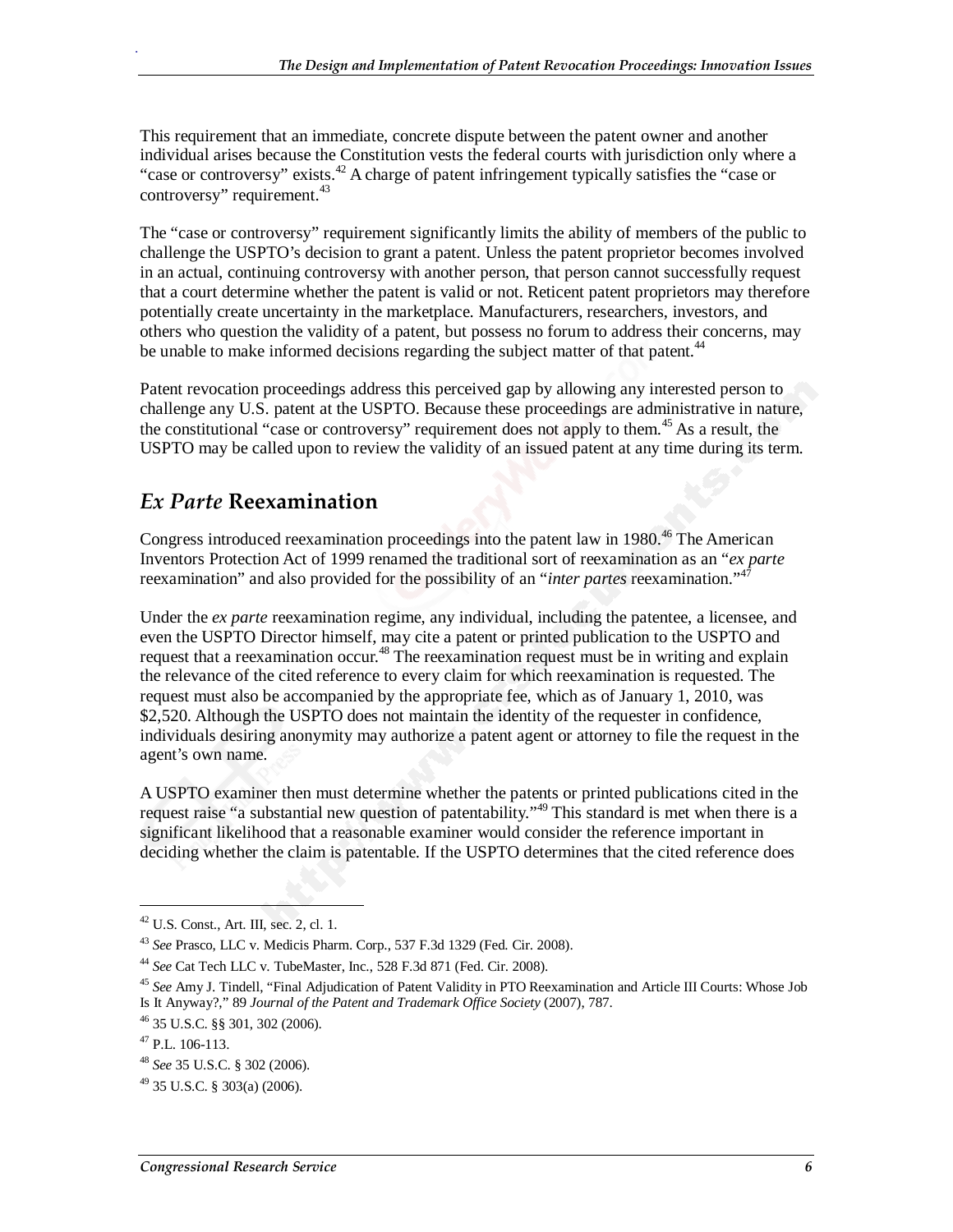This requirement that an immediate, concrete dispute between the patent owner and another individual arises because the Constitution vests the federal courts with jurisdiction only where a "case or controversy" exists.[42] A charge of patent infringement typically satisfies the "case or controversy" requirement.[43]

The "case or controversy" requirement significantly limits the ability of members of the public to challenge the USPTO's decision to grant a patent. Unless the patent proprietor becomes involved in an actual, continuing controversy with another person, that person cannot successfully request that a court determine whether the patent is valid or not. Reticent patent proprietors may therefore potentially create uncertainty in the marketplace. Manufacturers, researchers, investors, and others who question the validity of a patent, but possess no forum to address their concerns, may be unable to make informed decisions regarding the subject matter of that patent.[44]

Patent revocation proceedings address this perceived gap by allowing any interested person to challenge any U.S. patent at the USPTO. Because these proceedings are administrative in nature, the constitutional "case or controversy" requirement does not apply to them.[45] As a result, the USPTO may be called upon to review the validity of an issued patent at any time during its term.

## *Ex Parte* Reexamination

Congress introduced reexamination proceedings into the patent law in 1980.[46] The American Inventors Protection Act of 1999 renamed the traditional sort of reexamination as an "*ex parte* reexamination" and also provided for the possibility of an "*inter partes* reexamination."[47]

Under the *ex parte* reexamination regime, any individual, including the patentee, a licensee, and even the USPTO Director himself, may cite a patent or printed publication to the USPTO and request that a reexamination occur.[48] The reexamination request must be in writing and explain the relevance of the cited reference to every claim for which reexamination is requested. The request must also be accompanied by the appropriate fee, which as of January 1, 2010, was $2,520. Although the USPTO does not maintain the identity of the requester in confidence, individuals desiring anonymity may authorize a patent agent or attorney to file the request in the agent's own name.

A USPTO examiner then must determine whether the patents or printed publications cited in the request raise "a substantial new question of patentability."[49] This standard is met when there is a significant likelihood that a reasonable examiner would consider the reference important in deciding whether the claim is patentable. If the USPTO determines that the cited reference does

---

[42] U.S. Const., Art. III, sec. 2, cl. 1.

[43] *See* Prasco, LLC v. Medicis Pharm. Corp., 537 F.3d 1329 (Fed. Cir. 2008).

[44] *See* Cat Tech LLC v. TubeMaster, Inc., 528 F.3d 871 (Fed. Cir. 2008).

[45] *See* Amy J. Tindell, "Final Adjudication of Patent Validity in PTO Reexamination and Article III Courts: Whose Job Is It Anyway?," 89 *Journal of the Patent and Trademark Office Society* (2007), 787.

[46] 35 U.S.C. §§ 301, 302 (2006).

[47] P.L. 106-113.

[48] *See* 35 U.S.C. § 302 (2006).

[49] 35 U.S.C. § 303(a) (2006).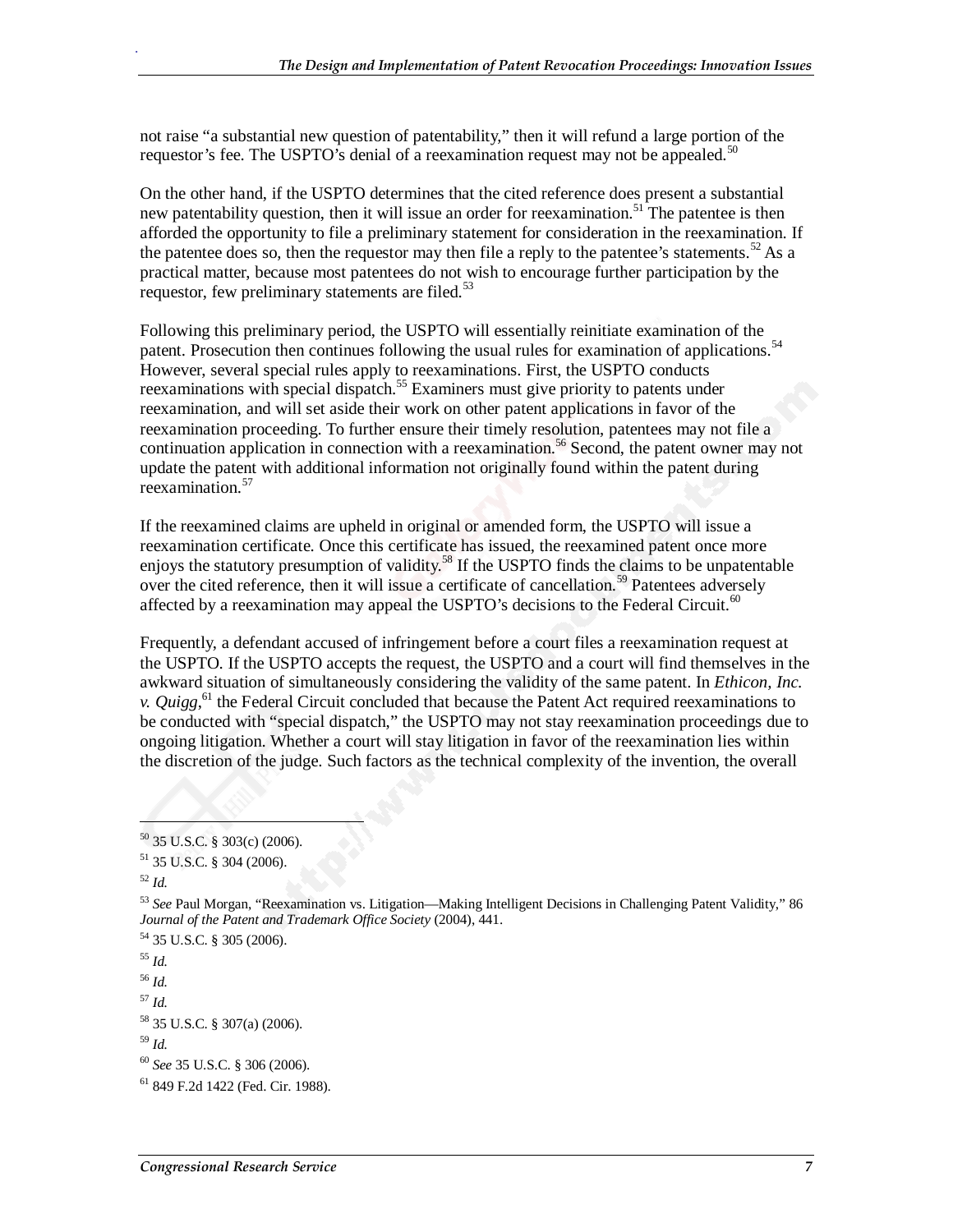not raise "a substantial new question of patentability," then it will refund a large portion of the requestor's fee. The USPTO's denial of a reexamination request may not be appealed.[50]

On the other hand, if the USPTO determines that the cited reference does present a substantial new patentability question, then it will issue an order for reexamination.[51] The patentee is then afforded the opportunity to file a preliminary statement for consideration in the reexamination. If the patentee does so, then the requestor may then file a reply to the patentee's statements.[52] As a practical matter, because most patentees do not wish to encourage further participation by the requestor, few preliminary statements are filed.[53]

Following this preliminary period, the USPTO will essentially reinitiate examination of the patent. Prosecution then continues following the usual rules for examination of applications.[54] However, several special rules apply to reexaminations. First, the USPTO conducts reexaminations with special dispatch.[55] Examiners must give priority to patents under reexamination, and will set aside their work on other patent applications in favor of the reexamination proceeding. To further ensure their timely resolution, patentees may not file a continuation application in connection with a reexamination.[56] Second, the patent owner may not update the patent with additional information not originally found within the patent during reexamination.[57]

If the reexamined claims are upheld in original or amended form, the USPTO will issue a reexamination certificate. Once this certificate has issued, the reexamined patent once more enjoys the statutory presumption of validity.[58] If the USPTO finds the claims to be unpatentable over the cited reference, then it will issue a certificate of cancellation.[59] Patentees adversely affected by a reexamination may appeal the USPTO's decisions to the Federal Circuit.[60]

Frequently, a defendant accused of infringement before a court files a reexamination request at the USPTO. If the USPTO accepts the request, the USPTO and a court will find themselves in the awkward situation of simultaneously considering the validity of the same patent. In *Ethicon, Inc. v. Quigg*,[61] the Federal Circuit concluded that because the Patent Act required reexaminations to be conducted with "special dispatch," the USPTO may not stay reexamination proceedings due to ongoing litigation. Whether a court will stay litigation in favor of the reexamination lies within the discretion of the judge. Such factors as the technical complexity of the invention, the overall

---

[50] 35 U.S.C. § 303(c) (2006).

[51] 35 U.S.C. § 304 (2006).

[52] *Id.*

[53] *See* Paul Morgan, "Reexamination vs. Litigation—Making Intelligent Decisions in Challenging Patent Validity," 86 *Journal of the Patent and Trademark Office Society* (2004), 441.

[54] 35 U.S.C. § 305 (2006).

[55] *Id.*

[56] *Id.*

[57] *Id.*

[58] 35 U.S.C. § 307(a) (2006).

[59] *Id.*

[60] *See* 35 U.S.C. § 306 (2006).

[61] 849 F.2d 1422 (Fed. Cir. 1988).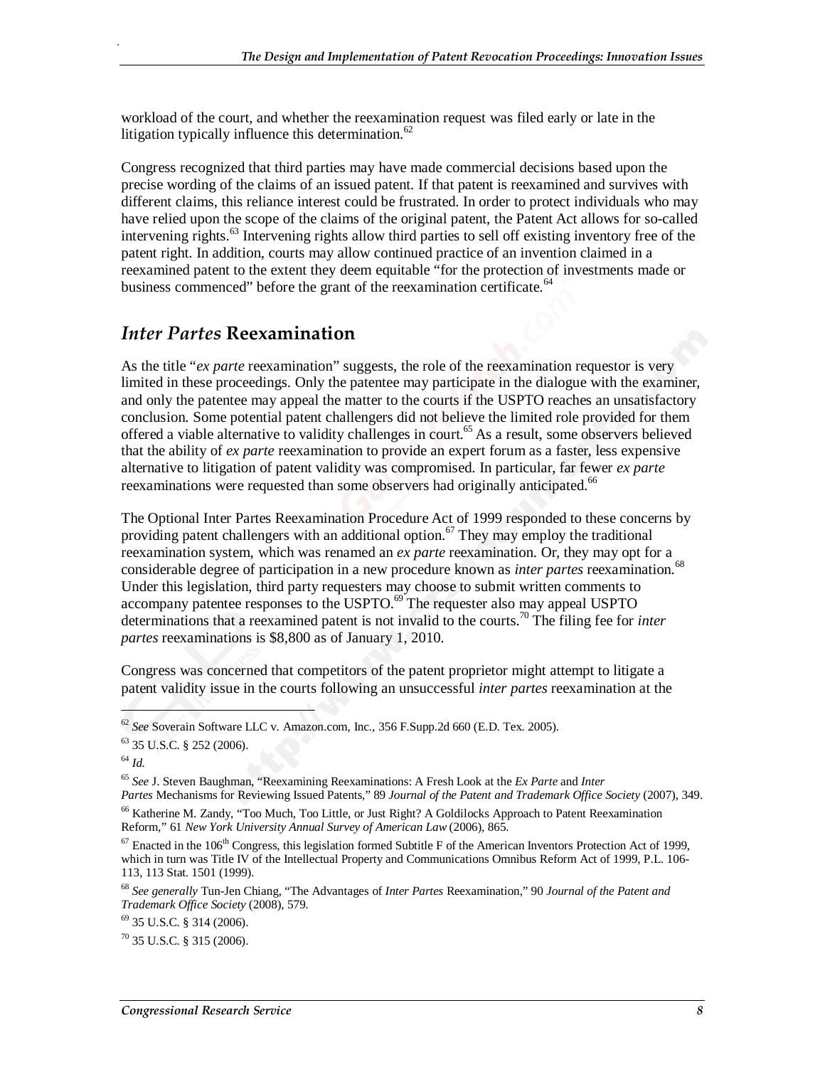workload of the court, and whether the reexamination request was filed early or late in the litigation typically influence this determination.[62]

Congress recognized that third parties may have made commercial decisions based upon the precise wording of the claims of an issued patent. If that patent is reexamined and survives with different claims, this reliance interest could be frustrated. In order to protect individuals who may have relied upon the scope of the claims of the original patent, the Patent Act allows for so-called intervening rights.[63] Intervening rights allow third parties to sell off existing inventory free of the patent right. In addition, courts may allow continued practice of an invention claimed in a reexamined patent to the extent they deem equitable "for the protection of investments made or business commenced" before the grant of the reexamination certificate.[64]

## *Inter Partes* Reexamination

As the title "*ex parte* reexamination" suggests, the role of the reexamination requestor is very limited in these proceedings. Only the patentee may participate in the dialogue with the examiner, and only the patentee may appeal the matter to the courts if the USPTO reaches an unsatisfactory conclusion. Some potential patent challengers did not believe the limited role provided for them offered a viable alternative to validity challenges in court.[65] As a result, some observers believed that the ability of *ex parte* reexamination to provide an expert forum as a faster, less expensive alternative to litigation of patent validity was compromised. In particular, far fewer *ex parte* reexaminations were requested than some observers had originally anticipated.[66]

The Optional Inter Partes Reexamination Procedure Act of 1999 responded to these concerns by providing patent challengers with an additional option.[67] They may employ the traditional reexamination system, which was renamed an *ex parte* reexamination. Or, they may opt for a considerable degree of participation in a new procedure known as *inter partes* reexamination.[68] Under this legislation, third party requesters may choose to submit written comments to accompany patentee responses to the USPTO.[69] The requester also may appeal USPTO determinations that a reexamined patent is not invalid to the courts.[70] The filing fee for *inter partes* reexaminations is $8,800 as of January 1, 2010.

Congress was concerned that competitors of the patent proprietor might attempt to litigate a patent validity issue in the courts following an unsuccessful *inter partes* reexamination at the

---

[62] *See* Soverain Software LLC v. Amazon.com, Inc., 356 F.Supp.2d 660 (E.D. Tex. 2005).

[63] 35 U.S.C. § 252 (2006).

[64] *Id.*

[65] *See* J. Steven Baughman, "Reexamining Reexaminations: A Fresh Look at the *Ex Parte* and *Inter Partes* Mechanisms for Reviewing Issued Patents," 89 *Journal of the Patent and Trademark Office Society* (2007), 349.

[66] Katherine M. Zandy, "Too Much, Too Little, or Just Right? A Goldilocks Approach to Patent Reexamination Reform," 61 *New York University Annual Survey of American Law* (2006), 865.

[67] Enacted in the 106th Congress, this legislation formed Subtitle F of the American Inventors Protection Act of 1999, which in turn was Title IV of the Intellectual Property and Communications Omnibus Reform Act of 1999, P.L. 106-113, 113 Stat. 1501 (1999).

[68] *See generally* Tun-Jen Chiang, "The Advantages of *Inter Partes* Reexamination," 90 *Journal of the Patent and Trademark Office Society* (2008), 579.

[69] 35 U.S.C. § 314 (2006).

[70] 35 U.S.C. § 315 (2006).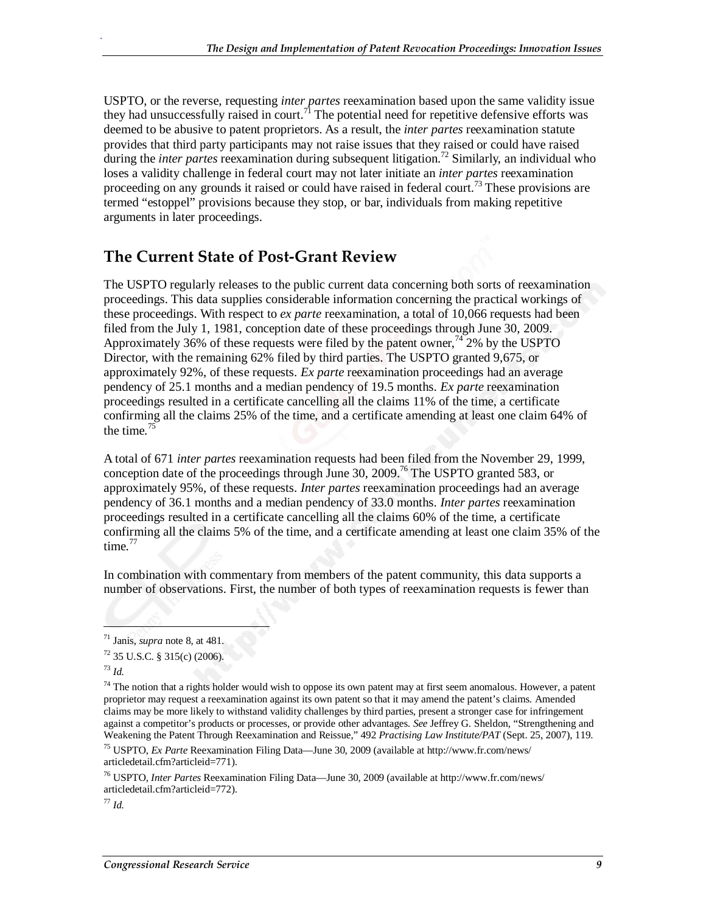USPTO, or the reverse, requesting *inter partes* reexamination based upon the same validity issue they had unsuccessfully raised in court.[71] The potential need for repetitive defensive efforts was deemed to be abusive to patent proprietors. As a result, the *inter partes* reexamination statute provides that third party participants may not raise issues that they raised or could have raised during the *inter partes* reexamination during subsequent litigation.[72] Similarly, an individual who loses a validity challenge in federal court may not later initiate an *inter partes* reexamination proceeding on any grounds it raised or could have raised in federal court.[73] These provisions are termed "estoppel" provisions because they stop, or bar, individuals from making repetitive arguments in later proceedings.

## The Current State of Post-Grant Review

The USPTO regularly releases to the public current data concerning both sorts of reexamination proceedings. This data supplies considerable information concerning the practical workings of these proceedings. With respect to *ex parte* reexamination, a total of 10,066 requests had been filed from the July 1, 1981, conception date of these proceedings through June 30, 2009. Approximately 36% of these requests were filed by the patent owner,[74] 2% by the USPTO Director, with the remaining 62% filed by third parties. The USPTO granted 9,675, or approximately 92%, of these requests. *Ex parte* reexamination proceedings had an average pendency of 25.1 months and a median pendency of 19.5 months. *Ex parte* reexamination proceedings resulted in a certificate cancelling all the claims 11% of the time, a certificate confirming all the claims 25% of the time, and a certificate amending at least one claim 64% of the time.[75]

A total of 671 *inter partes* reexamination requests had been filed from the November 29, 1999, conception date of the proceedings through June 30, 2009.[76] The USPTO granted 583, or approximately 95%, of these requests. *Inter partes* reexamination proceedings had an average pendency of 36.1 months and a median pendency of 33.0 months. *Inter partes* reexamination proceedings resulted in a certificate cancelling all the claims 60% of the time, a certificate confirming all the claims 5% of the time, and a certificate amending at least one claim 35% of the time.[77]

In combination with commentary from members of the patent community, this data supports a number of observations. First, the number of both types of reexamination requests is fewer than

---

[71] Janis, *supra* note 8, at 481.

[72] 35 U.S.C. § 315(c) (2006).

[73] *Id.*

[74] The notion that a rights holder would wish to oppose its own patent may at first seem anomalous. However, a patent proprietor may request a reexamination against its own patent so that it may amend the patent's claims. Amended claims may be more likely to withstand validity challenges by third parties, present a stronger case for infringement against a competitor's products or processes, or provide other advantages. *See* Jeffrey G. Sheldon, "Strengthening and Weakening the Patent Through Reexamination and Reissue," 492 *Practising Law Institute/PAT* (Sept. 25, 2007), 119.

[75] USPTO, *Ex Parte* Reexamination Filing Data—June 30, 2009 (available at http://www.fr.com/news/articledetail.cfm?articleid=771).

[76] USPTO, *Inter Partes* Reexamination Filing Data—June 30, 2009 (available at http://www.fr.com/news/articledetail.cfm?articleid=772).

[77] *Id.*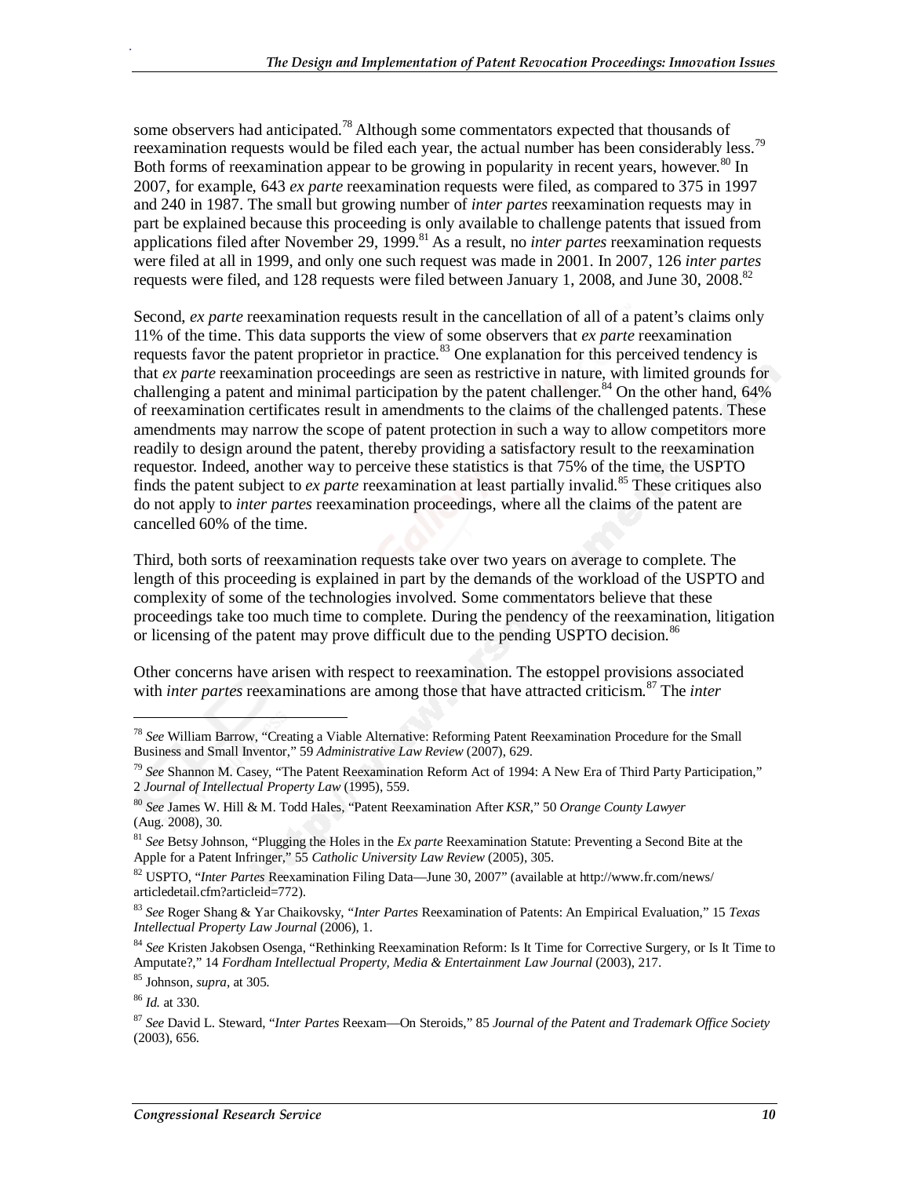some observers had anticipated.[78] Although some commentators expected that thousands of reexamination requests would be filed each year, the actual number has been considerably less.[79] Both forms of reexamination appear to be growing in popularity in recent years, however.[80] In 2007, for example, 643 *ex parte* reexamination requests were filed, as compared to 375 in 1997 and 240 in 1987. The small but growing number of *inter partes* reexamination requests may in part be explained because this proceeding is only available to challenge patents that issued from applications filed after November 29, 1999.[81] As a result, no *inter partes* reexamination requests were filed at all in 1999, and only one such request was made in 2001. In 2007, 126 *inter partes* requests were filed, and 128 requests were filed between January 1, 2008, and June 30, 2008.[82]

Second, *ex parte* reexamination requests result in the cancellation of all of a patent's claims only 11% of the time. This data supports the view of some observers that *ex parte* reexamination requests favor the patent proprietor in practice.[83] One explanation for this perceived tendency is that *ex parte* reexamination proceedings are seen as restrictive in nature, with limited grounds for challenging a patent and minimal participation by the patent challenger.[84] On the other hand, 64% of reexamination certificates result in amendments to the claims of the challenged patents. These amendments may narrow the scope of patent protection in such a way to allow competitors more readily to design around the patent, thereby providing a satisfactory result to the reexamination requestor. Indeed, another way to perceive these statistics is that 75% of the time, the USPTO finds the patent subject to *ex parte* reexamination at least partially invalid.[85] These critiques also do not apply to *inter partes* reexamination proceedings, where all the claims of the patent are cancelled 60% of the time.

Third, both sorts of reexamination requests take over two years on average to complete. The length of this proceeding is explained in part by the demands of the workload of the USPTO and complexity of some of the technologies involved. Some commentators believe that these proceedings take too much time to complete. During the pendency of the reexamination, litigation or licensing of the patent may prove difficult due to the pending USPTO decision.[86]

Other concerns have arisen with respect to reexamination. The estoppel provisions associated with *inter partes* reexaminations are among those that have attracted criticism.[87] The *inter*

---

[78] *See* William Barrow, "Creating a Viable Alternative: Reforming Patent Reexamination Procedure for the Small Business and Small Inventor," 59 *Administrative Law Review* (2007), 629.

[79] *See* Shannon M. Casey, "The Patent Reexamination Reform Act of 1994: A New Era of Third Party Participation," 2 *Journal of Intellectual Property Law* (1995), 559.

[80] *See* James W. Hill & M. Todd Hales, "Patent Reexamination After *KSR*," 50 *Orange County Lawyer* (Aug. 2008), 30.

[81] *See* Betsy Johnson, "Plugging the Holes in the *Ex parte* Reexamination Statute: Preventing a Second Bite at the Apple for a Patent Infringer," 55 *Catholic University Law Review* (2005), 305.

[82] USPTO, "*Inter Partes* Reexamination Filing Data—June 30, 2007" (available at http://www.fr.com/news/articledetail.cfm?articleid=772).

[83] *See* Roger Shang & Yar Chaikovsky, "*Inter Partes* Reexamination of Patents: An Empirical Evaluation," 15 *Texas Intellectual Property Law Journal* (2006), 1.

[84] *See* Kristen Jakobsen Osenga, "Rethinking Reexamination Reform: Is It Time for Corrective Surgery, or Is It Time to Amputate?," 14 *Fordham Intellectual Property, Media & Entertainment Law Journal* (2003), 217.

[85] Johnson, *supra*, at 305.

[86] *Id.* at 330.

[87] *See* David L. Steward, "*Inter Partes* Reexam—On Steroids," 85 *Journal of the Patent and Trademark Office Society* (2003), 656.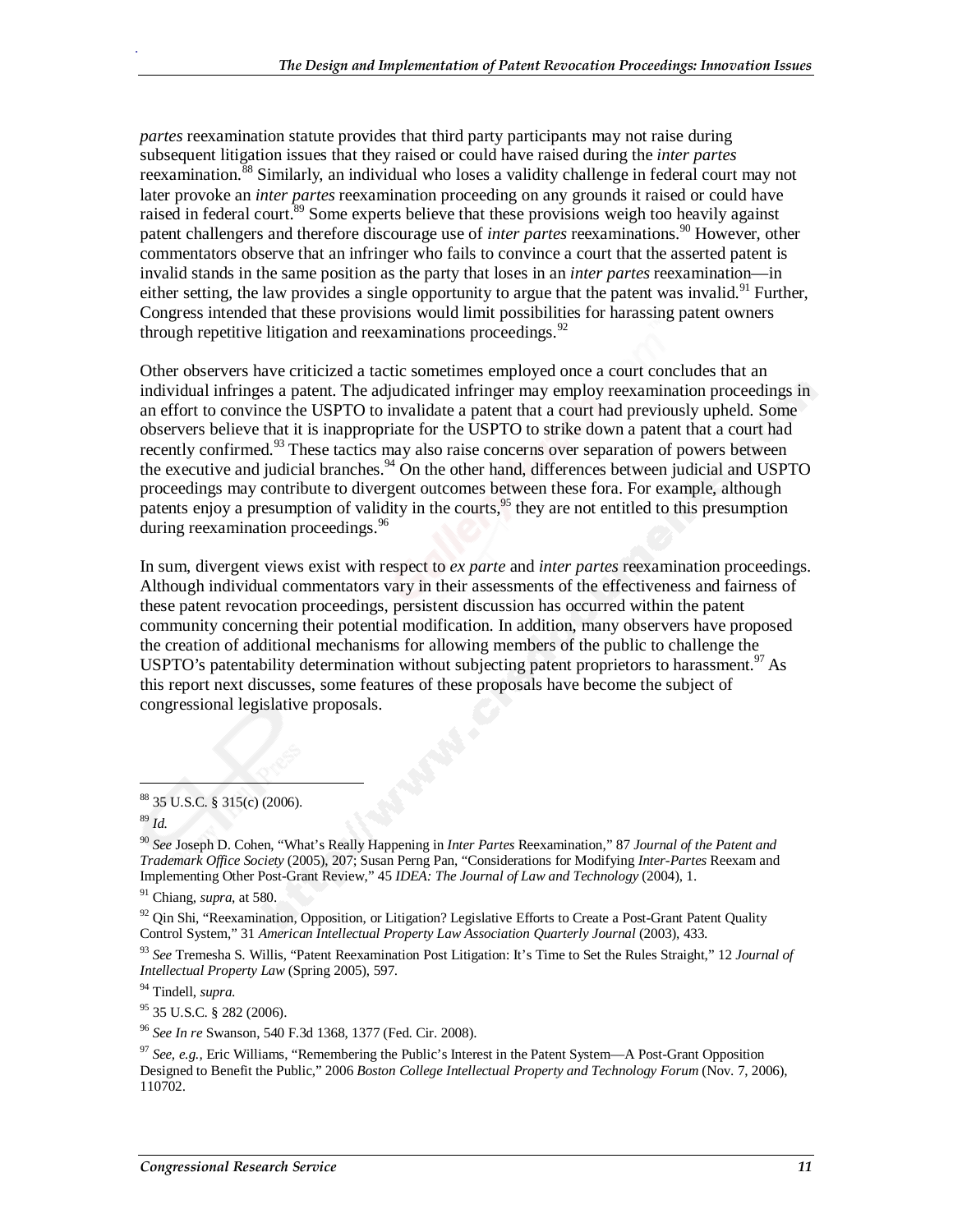*partes* reexamination statute provides that third party participants may not raise during subsequent litigation issues that they raised or could have raised during the *inter partes* reexamination.[88] Similarly, an individual who loses a validity challenge in federal court may not later provoke an *inter partes* reexamination proceeding on any grounds it raised or could have raised in federal court.[89] Some experts believe that these provisions weigh too heavily against patent challengers and therefore discourage use of *inter partes* reexaminations.[90] However, other commentators observe that an infringer who fails to convince a court that the asserted patent is invalid stands in the same position as the party that loses in an *inter partes* reexamination—in either setting, the law provides a single opportunity to argue that the patent was invalid.[91] Further, Congress intended that these provisions would limit possibilities for harassing patent owners through repetitive litigation and reexaminations proceedings.[92]

Other observers have criticized a tactic sometimes employed once a court concludes that an individual infringes a patent. The adjudicated infringer may employ reexamination proceedings in an effort to convince the USPTO to invalidate a patent that a court had previously upheld. Some observers believe that it is inappropriate for the USPTO to strike down a patent that a court had recently confirmed.[93] These tactics may also raise concerns over separation of powers between the executive and judicial branches.[94] On the other hand, differences between judicial and USPTO proceedings may contribute to divergent outcomes between these fora. For example, although patents enjoy a presumption of validity in the courts,[95] they are not entitled to this presumption during reexamination proceedings.[96]

In sum, divergent views exist with respect to *ex parte* and *inter partes* reexamination proceedings. Although individual commentators vary in their assessments of the effectiveness and fairness of these patent revocation proceedings, persistent discussion has occurred within the patent community concerning their potential modification. In addition, many observers have proposed the creation of additional mechanisms for allowing members of the public to challenge the USPTO's patentability determination without subjecting patent proprietors to harassment.[97] As this report next discusses, some features of these proposals have become the subject of congressional legislative proposals.

---

[88] 35 U.S.C. § 315(c) (2006).

[89] *Id.*

[90] *See* Joseph D. Cohen, "What's Really Happening in *Inter Partes* Reexamination," 87 *Journal of the Patent and Trademark Office Society* (2005), 207; Susan Perng Pan, "Considerations for Modifying *Inter-Partes* Reexam and Implementing Other Post-Grant Review," 45 *IDEA: The Journal of Law and Technology* (2004), 1.

[91] Chiang, *supra*, at 580.

[92] Qin Shi, "Reexamination, Opposition, or Litigation? Legislative Efforts to Create a Post-Grant Patent Quality Control System," 31 *American Intellectual Property Law Association Quarterly Journal* (2003), 433.

[93] *See* Tremesha S. Willis, "Patent Reexamination Post Litigation: It's Time to Set the Rules Straight," 12 *Journal of Intellectual Property Law* (Spring 2005), 597.

[94] Tindell, *supra*.

[95] 35 U.S.C. § 282 (2006).

[96] *See In re* Swanson, 540 F.3d 1368, 1377 (Fed. Cir. 2008).

[97] *See, e.g.*, Eric Williams, "Remembering the Public's Interest in the Patent System—A Post-Grant Opposition Designed to Benefit the Public," 2006 *Boston College Intellectual Property and Technology Forum* (Nov. 7, 2006), 110702.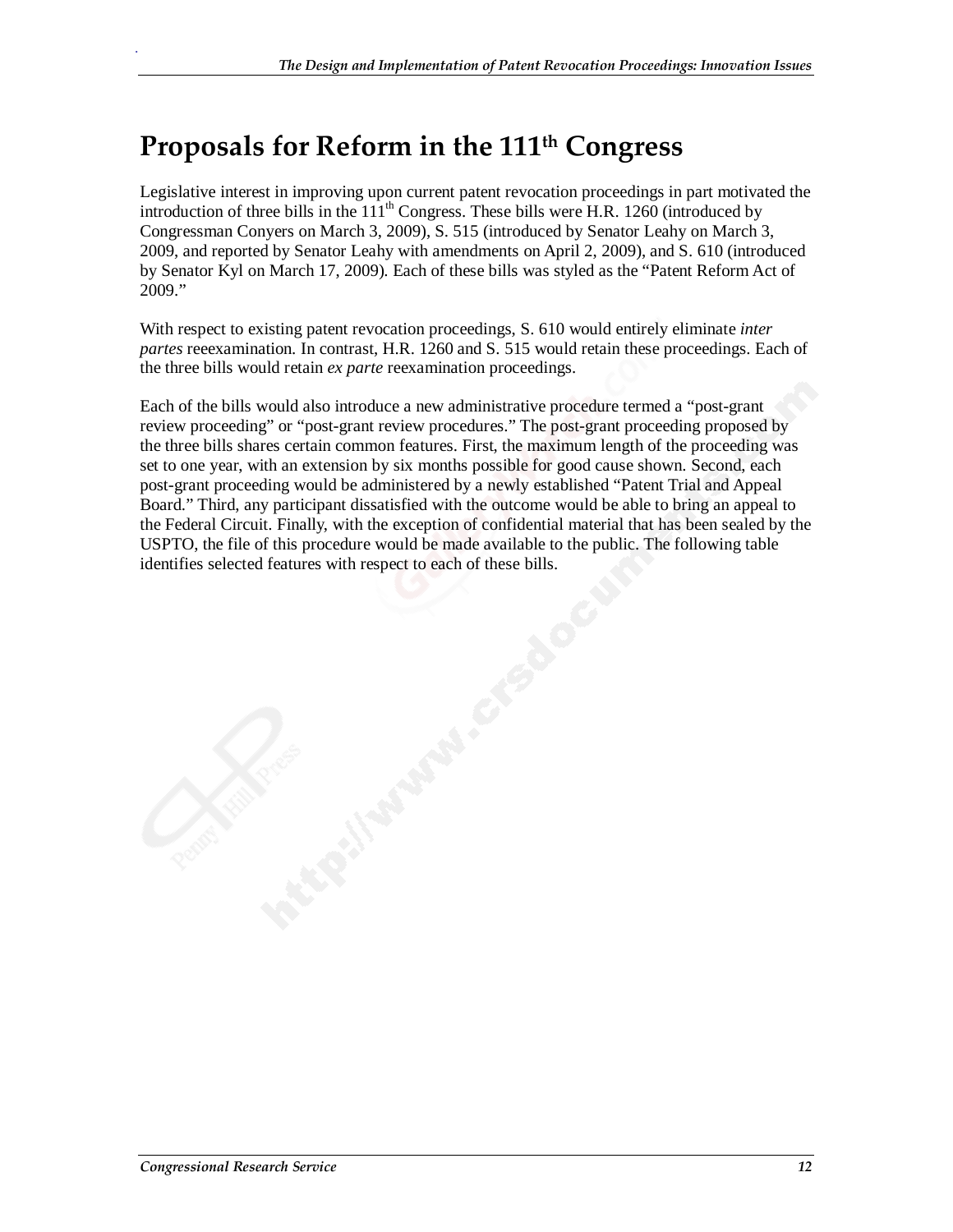# Proposals for Reform in the 111th Congress

Legislative interest in improving upon current patent revocation proceedings in part motivated the introduction of three bills in the 111th Congress. These bills were H.R. 1260 (introduced by Congressman Conyers on March 3, 2009), S. 515 (introduced by Senator Leahy on March 3, 2009, and reported by Senator Leahy with amendments on April 2, 2009), and S. 610 (introduced by Senator Kyl on March 17, 2009). Each of these bills was styled as the "Patent Reform Act of 2009."

With respect to existing patent revocation proceedings, S. 610 would entirely eliminate *inter partes* reexamination. In contrast, H.R. 1260 and S. 515 would retain these proceedings. Each of the three bills would retain *ex parte* reexamination proceedings.

Each of the bills would also introduce a new administrative procedure termed a "post-grant review proceeding" or "post-grant review procedures." The post-grant proceeding proposed by the three bills shares certain common features. First, the maximum length of the proceeding was set to one year, with an extension by six months possible for good cause shown. Second, each post-grant proceeding would be administered by a newly established "Patent Trial and Appeal Board." Third, any participant dissatisfied with the outcome would be able to bring an appeal to the Federal Circuit. Finally, with the exception of confidential material that has been sealed by the USPTO, the file of this procedure would be made available to the public. The following table identifies selected features with respect to each of these bills.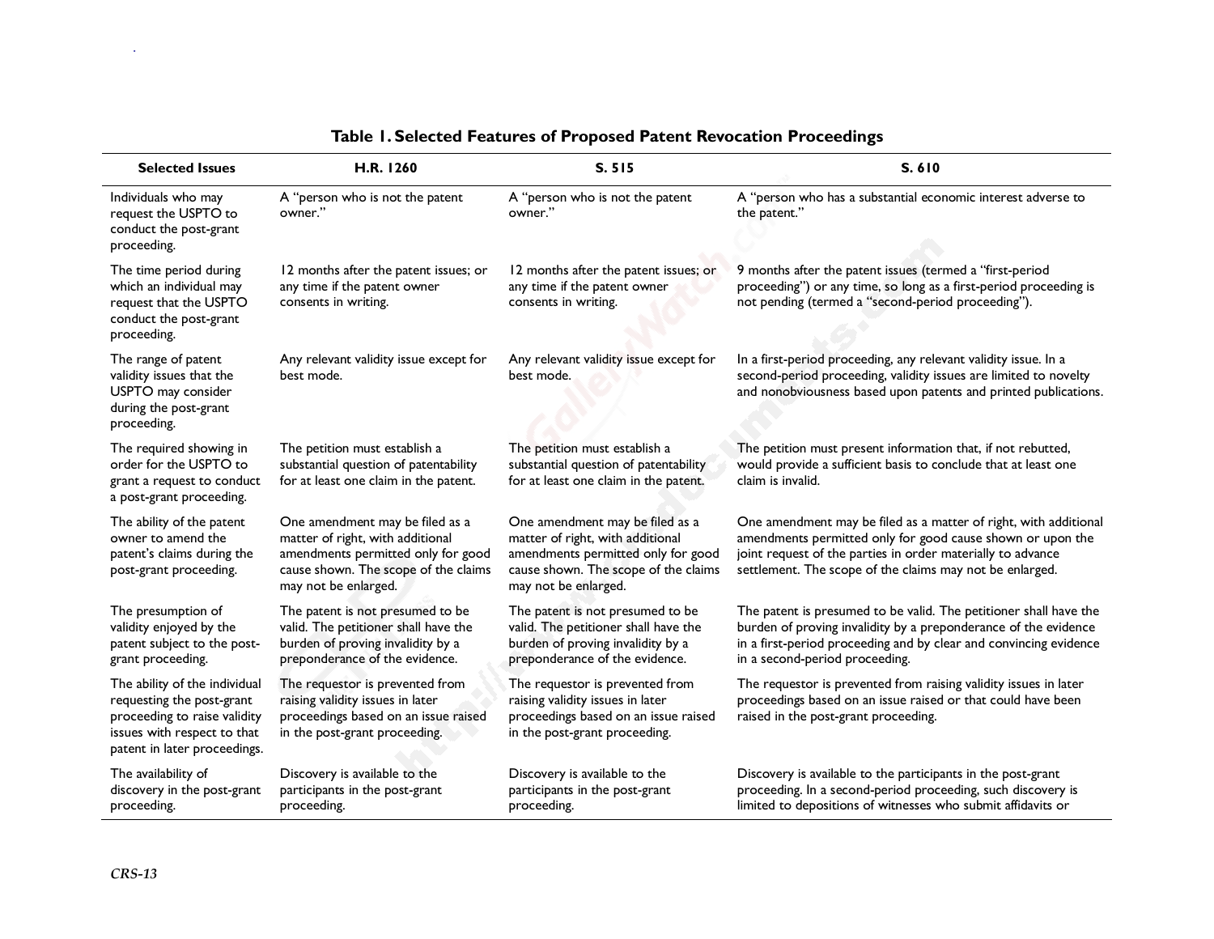**Table 1. Selected Features of Proposed Patent Revocation Proceedings**

| Selected Issues | H.R. 1260 | S. 515 | S. 610 |
| --- | --- | --- | --- |
| Individuals who may request the USPTO to conduct the post-grant proceeding. | A "person who is not the patent owner." | A "person who is not the patent owner." | A "person who has a substantial economic interest adverse to the patent." |
| The time period during which an individual may request that the USPTO conduct the post-grant proceeding. | 12 months after the patent issues; or any time if the patent owner consents in writing. | 12 months after the patent issues; or any time if the patent owner consents in writing. | 9 months after the patent issues (termed a "first-period proceeding") or any time, so long as a first-period proceeding is not pending (termed a "second-period proceeding"). |
| The range of patent validity issues that the USPTO may consider during the post-grant proceeding. | Any relevant validity issue except for best mode. | Any relevant validity issue except for best mode. | In a first-period proceeding, any relevant validity issue. In a second-period proceeding, validity issues are limited to novelty and nonobviousness based upon patents and printed publications. |
| The required showing in order for the USPTO to grant a request to conduct a post-grant proceeding. | The petition must establish a substantial question of patentability for at least one claim in the patent. | The petition must establish a substantial question of patentability for at least one claim in the patent. | The petition must present information that, if not rebutted, would provide a sufficient basis to conclude that at least one claim is invalid. |
| The ability of the patent owner to amend the patent's claims during the post-grant proceeding. | One amendment may be filed as a matter of right, with additional amendments permitted only for good cause shown. The scope of the claims may not be enlarged. | One amendment may be filed as a matter of right, with additional amendments permitted only for good cause shown. The scope of the claims may not be enlarged. | One amendment may be filed as a matter of right, with additional amendments permitted only for good cause shown or upon the joint request of the parties in order materially to advance settlement. The scope of the claims may not be enlarged. |
| The presumption of validity enjoyed by the patent subject to the post-grant proceeding. | The patent is not presumed to be valid. The petitioner shall have the burden of proving invalidity by a preponderance of the evidence. | The patent is not presumed to be valid. The petitioner shall have the burden of proving invalidity by a preponderance of the evidence. | The patent is presumed to be valid. The petitioner shall have the burden of proving invalidity by a preponderance of the evidence in a first-period proceeding and by clear and convincing evidence in a second-period proceeding. |
| The ability of the individual requesting the post-grant proceeding to raise validity issues with respect to that patent in later proceedings. | The requestor is prevented from raising validity issues in later proceedings based on an issue raised in the post-grant proceeding. | The requestor is prevented from raising validity issues in later proceedings based on an issue raised in the post-grant proceeding. | The requestor is prevented from raising validity issues in later proceedings based on an issue raised or that could have been raised in the post-grant proceeding. |
| The availability of discovery in the post-grant proceeding. | Discovery is available to the participants in the post-grant proceeding. | Discovery is available to the participants in the post-grant proceeding. | Discovery is available to the participants in the post-grant proceeding. In a second-period proceeding, such discovery is limited to depositions of witnesses who submit affidavits or |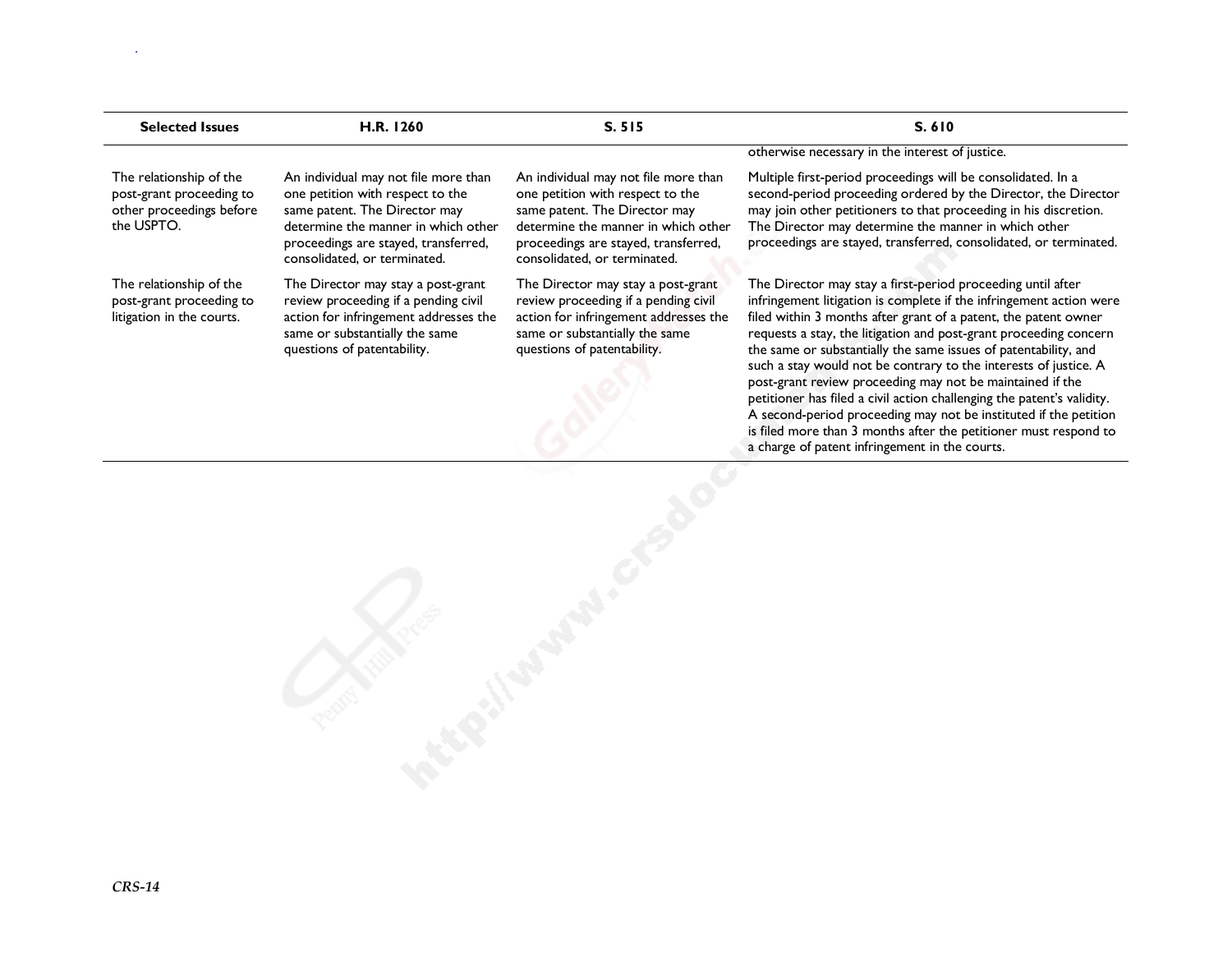| Selected Issues | H.R. 1260 | S. 515 | S. 610 |
|---|---|---|---|
| | | | otherwise necessary in the interest of justice. |
| The relationship of the post-grant proceeding to other proceedings before the USPTO. | An individual may not file more than one petition with respect to the same patent. The Director may determine the manner in which other proceedings are stayed, transferred, consolidated, or terminated. | An individual may not file more than one petition with respect to the same patent. The Director may determine the manner in which other proceedings are stayed, transferred, consolidated, or terminated. | Multiple first-period proceedings will be consolidated. In a second-period proceeding ordered by the Director, the Director may join other petitioners to that proceeding in his discretion. The Director may determine the manner in which other proceedings are stayed, transferred, consolidated, or terminated. |
| The relationship of the post-grant proceeding to litigation in the courts. | The Director may stay a post-grant review proceeding if a pending civil action for infringement addresses the same or substantially the same questions of patentability. | The Director may stay a post-grant review proceeding if a pending civil action for infringement addresses the same or substantially the same questions of patentability. | The Director may stay a first-period proceeding until after infringement litigation is complete if the infringement action were filed within 3 months after grant of a patent, the patent owner requests a stay, the litigation and post-grant proceeding concern the same or substantially the same issues of patentability, and such a stay would not be contrary to the interests of justice. A post-grant review proceeding may not be maintained if the petitioner has filed a civil action challenging the patent's validity. A second-period proceeding may not be instituted if the petition is filed more than 3 months after the petitioner must respond to a charge of patent infringement in the courts. |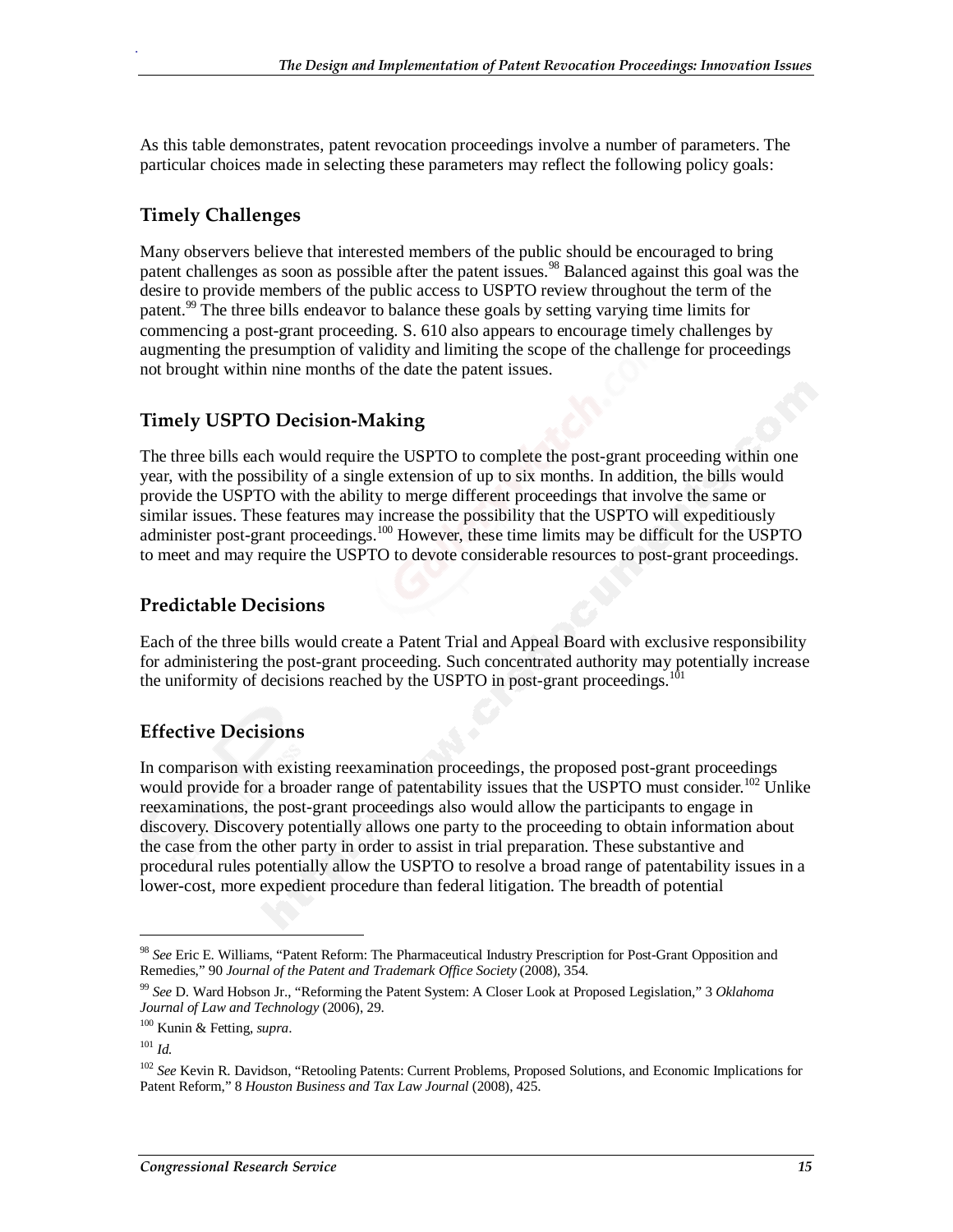As this table demonstrates, patent revocation proceedings involve a number of parameters. The particular choices made in selecting these parameters may reflect the following policy goals:

## Timely Challenges

Many observers believe that interested members of the public should be encouraged to bring patent challenges as soon as possible after the patent issues.[98] Balanced against this goal was the desire to provide members of the public access to USPTO review throughout the term of the patent.[99] The three bills endeavor to balance these goals by setting varying time limits for commencing a post-grant proceeding. S. 610 also appears to encourage timely challenges by augmenting the presumption of validity and limiting the scope of the challenge for proceedings not brought within nine months of the date the patent issues.

## Timely USPTO Decision-Making

The three bills each would require the USPTO to complete the post-grant proceeding within one year, with the possibility of a single extension of up to six months. In addition, the bills would provide the USPTO with the ability to merge different proceedings that involve the same or similar issues. These features may increase the possibility that the USPTO will expeditiously administer post-grant proceedings.[100] However, these time limits may be difficult for the USPTO to meet and may require the USPTO to devote considerable resources to post-grant proceedings.

## Predictable Decisions

Each of the three bills would create a Patent Trial and Appeal Board with exclusive responsibility for administering the post-grant proceeding. Such concentrated authority may potentially increase the uniformity of decisions reached by the USPTO in post-grant proceedings.[101]

## Effective Decisions

In comparison with existing reexamination proceedings, the proposed post-grant proceedings would provide for a broader range of patentability issues that the USPTO must consider.[102] Unlike reexaminations, the post-grant proceedings also would allow the participants to engage in discovery. Discovery potentially allows one party to the proceeding to obtain information about the case from the other party in order to assist in trial preparation. These substantive and procedural rules potentially allow the USPTO to resolve a broad range of patentability issues in a lower-cost, more expedient procedure than federal litigation. The breadth of potential

---

[98] *See* Eric E. Williams, "Patent Reform: The Pharmaceutical Industry Prescription for Post-Grant Opposition and Remedies," 90 *Journal of the Patent and Trademark Office Society* (2008), 354.

[99] *See* D. Ward Hobson Jr., "Reforming the Patent System: A Closer Look at Proposed Legislation," 3 *Oklahoma Journal of Law and Technology* (2006), 29.

[100] Kunin & Fetting, *supra*.

[101] *Id.*

[102] *See* Kevin R. Davidson, "Retooling Patents: Current Problems, Proposed Solutions, and Economic Implications for Patent Reform," 8 *Houston Business and Tax Law Journal* (2008), 425.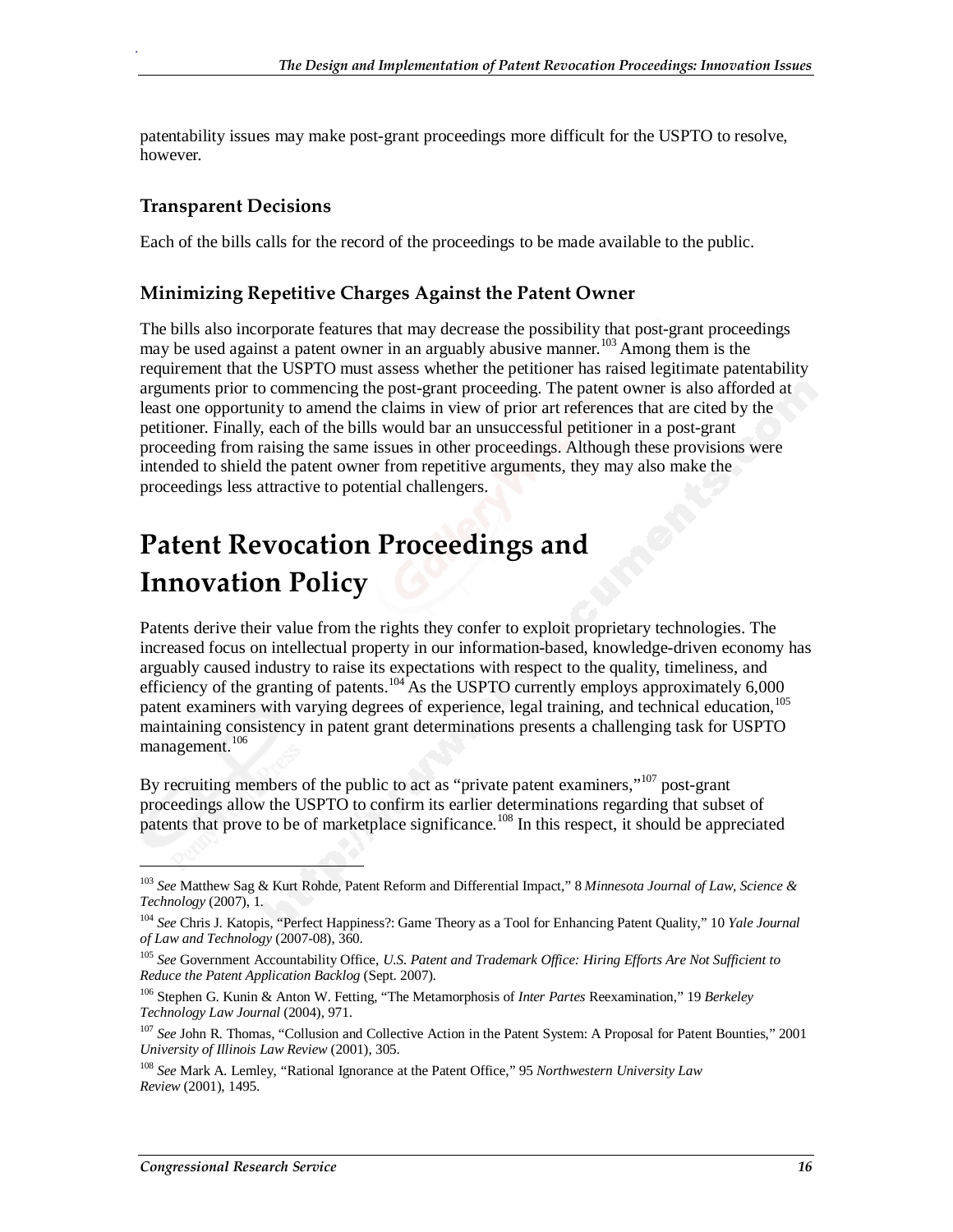patentability issues may make post-grant proceedings more difficult for the USPTO to resolve, however.

### Transparent Decisions

Each of the bills calls for the record of the proceedings to be made available to the public.

### Minimizing Repetitive Charges Against the Patent Owner

The bills also incorporate features that may decrease the possibility that post-grant proceedings may be used against a patent owner in an arguably abusive manner.[103] Among them is the requirement that the USPTO must assess whether the petitioner has raised legitimate patentability arguments prior to commencing the post-grant proceeding. The patent owner is also afforded at least one opportunity to amend the claims in view of prior art references that are cited by the petitioner. Finally, each of the bills would bar an unsuccessful petitioner in a post-grant proceeding from raising the same issues in other proceedings. Although these provisions were intended to shield the patent owner from repetitive arguments, they may also make the proceedings less attractive to potential challengers.

## Patent Revocation Proceedings and Innovation Policy

Patents derive their value from the rights they confer to exploit proprietary technologies. The increased focus on intellectual property in our information-based, knowledge-driven economy has arguably caused industry to raise its expectations with respect to the quality, timeliness, and efficiency of the granting of patents.[104] As the USPTO currently employs approximately 6,000 patent examiners with varying degrees of experience, legal training, and technical education,[105] maintaining consistency in patent grant determinations presents a challenging task for USPTO management.[106]

By recruiting members of the public to act as "private patent examiners,"[107] post-grant proceedings allow the USPTO to confirm its earlier determinations regarding that subset of patents that prove to be of marketplace significance.[108] In this respect, it should be appreciated

---

[103] *See* Matthew Sag & Kurt Rohde, Patent Reform and Differential Impact," 8 *Minnesota Journal of Law, Science & Technology* (2007), 1.

[104] *See* Chris J. Katopis, "Perfect Happiness?: Game Theory as a Tool for Enhancing Patent Quality," 10 *Yale Journal of Law and Technology* (2007-08), 360.

[105] *See* Government Accountability Office, *U.S. Patent and Trademark Office: Hiring Efforts Are Not Sufficient to Reduce the Patent Application Backlog* (Sept. 2007).

[106] Stephen G. Kunin & Anton W. Fetting, "The Metamorphosis of *Inter Partes* Reexamination," 19 *Berkeley Technology Law Journal* (2004), 971.

[107] *See* John R. Thomas, "Collusion and Collective Action in the Patent System: A Proposal for Patent Bounties," 2001 *University of Illinois Law Review* (2001), 305.

[108] *See* Mark A. Lemley, "Rational Ignorance at the Patent Office," 95 *Northwestern University Law Review* (2001), 1495.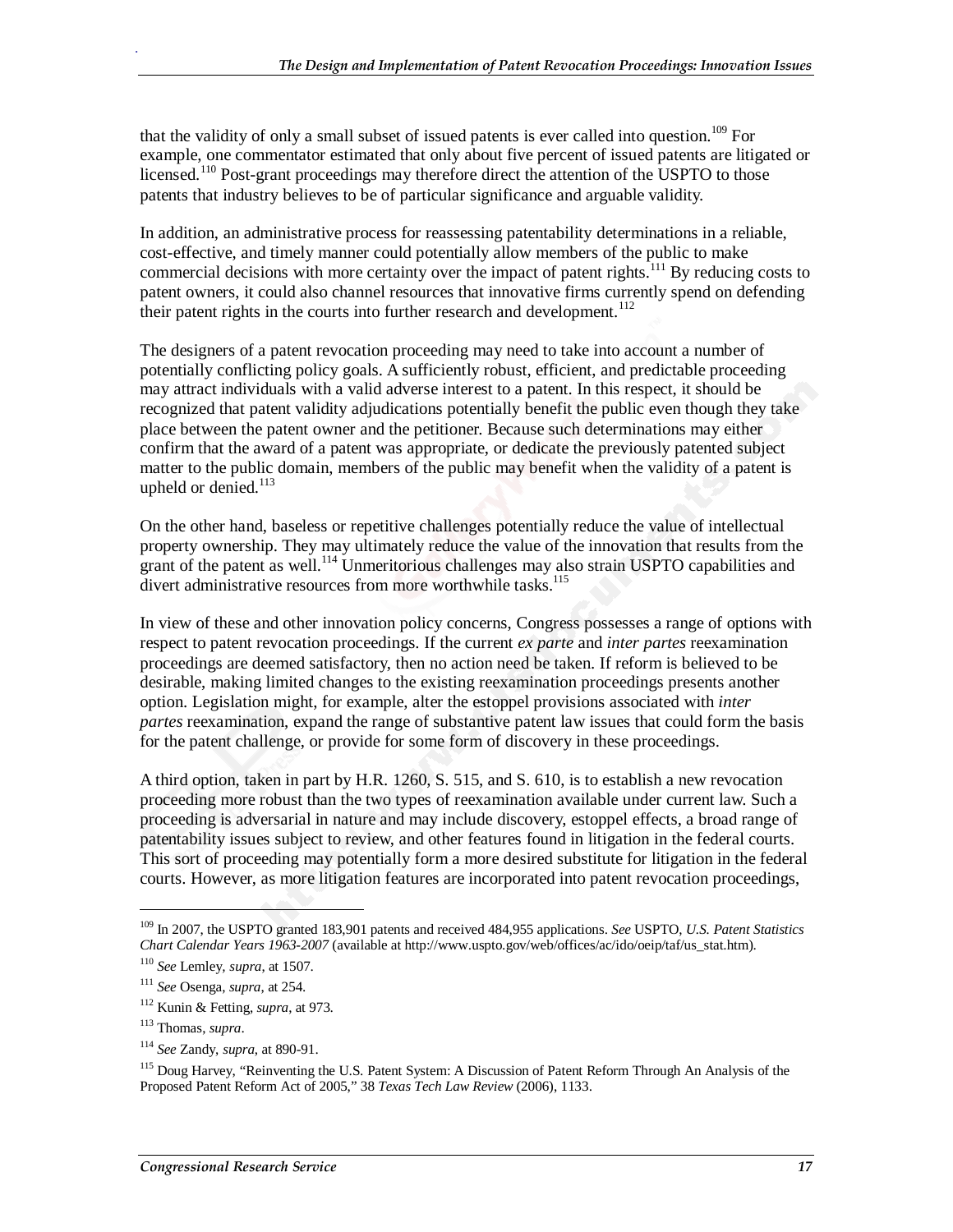that the validity of only a small subset of issued patents is ever called into question.[109] For example, one commentator estimated that only about five percent of issued patents are litigated or licensed.[110] Post-grant proceedings may therefore direct the attention of the USPTO to those patents that industry believes to be of particular significance and arguable validity.

In addition, an administrative process for reassessing patentability determinations in a reliable, cost-effective, and timely manner could potentially allow members of the public to make commercial decisions with more certainty over the impact of patent rights.[111] By reducing costs to patent owners, it could also channel resources that innovative firms currently spend on defending their patent rights in the courts into further research and development.[112]

The designers of a patent revocation proceeding may need to take into account a number of potentially conflicting policy goals. A sufficiently robust, efficient, and predictable proceeding may attract individuals with a valid adverse interest to a patent. In this respect, it should be recognized that patent validity adjudications potentially benefit the public even though they take place between the patent owner and the petitioner. Because such determinations may either confirm that the award of a patent was appropriate, or dedicate the previously patented subject matter to the public domain, members of the public may benefit when the validity of a patent is upheld or denied.[113]

On the other hand, baseless or repetitive challenges potentially reduce the value of intellectual property ownership. They may ultimately reduce the value of the innovation that results from the grant of the patent as well.[114] Unmeritorious challenges may also strain USPTO capabilities and divert administrative resources from more worthwhile tasks.[115]

In view of these and other innovation policy concerns, Congress possesses a range of options with respect to patent revocation proceedings. If the current *ex parte* and *inter partes* reexamination proceedings are deemed satisfactory, then no action need be taken. If reform is believed to be desirable, making limited changes to the existing reexamination proceedings presents another option. Legislation might, for example, alter the estoppel provisions associated with *inter partes* reexamination, expand the range of substantive patent law issues that could form the basis for the patent challenge, or provide for some form of discovery in these proceedings.

A third option, taken in part by H.R. 1260, S. 515, and S. 610, is to establish a new revocation proceeding more robust than the two types of reexamination available under current law. Such a proceeding is adversarial in nature and may include discovery, estoppel effects, a broad range of patentability issues subject to review, and other features found in litigation in the federal courts. This sort of proceeding may potentially form a more desired substitute for litigation in the federal courts. However, as more litigation features are incorporated into patent revocation proceedings,

---

[109] In 2007, the USPTO granted 183,901 patents and received 484,955 applications. *See* USPTO, *U.S. Patent Statistics Chart Calendar Years 1963-2007* (available at http://www.uspto.gov/web/offices/ac/ido/oeip/taf/us_stat.htm).

[110] *See* Lemley, *supra*, at 1507.

[111] *See* Osenga, *supra*, at 254.

[112] Kunin & Fetting, *supra*, at 973.

[113] Thomas, *supra*.

[114] *See* Zandy, *supra*, at 890-91.

[115] Doug Harvey, "Reinventing the U.S. Patent System: A Discussion of Patent Reform Through An Analysis of the Proposed Patent Reform Act of 2005," 38 *Texas Tech Law Review* (2006), 1133.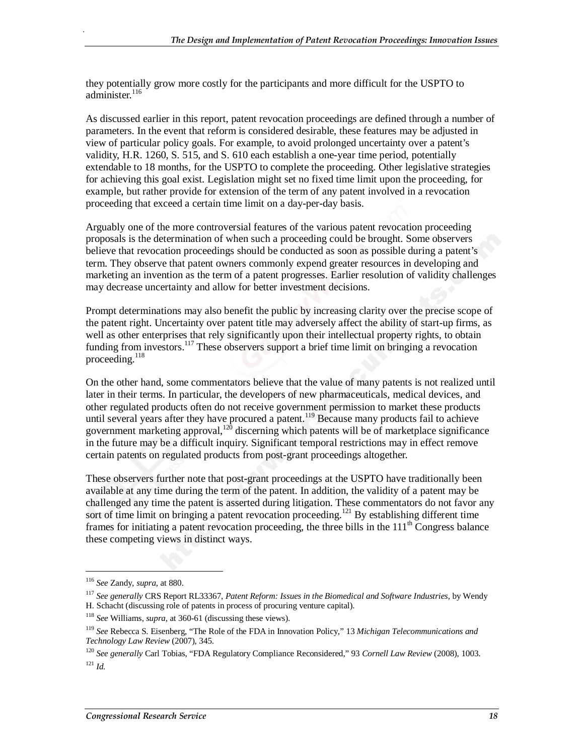they potentially grow more costly for the participants and more difficult for the USPTO to administer.[116]

As discussed earlier in this report, patent revocation proceedings are defined through a number of parameters. In the event that reform is considered desirable, these features may be adjusted in view of particular policy goals. For example, to avoid prolonged uncertainty over a patent's validity, H.R. 1260, S. 515, and S. 610 each establish a one-year time period, potentially extendable to 18 months, for the USPTO to complete the proceeding. Other legislative strategies for achieving this goal exist. Legislation might set no fixed time limit upon the proceeding, for example, but rather provide for extension of the term of any patent involved in a revocation proceeding that exceed a certain time limit on a day-per-day basis.

Arguably one of the more controversial features of the various patent revocation proceeding proposals is the determination of when such a proceeding could be brought. Some observers believe that revocation proceedings should be conducted as soon as possible during a patent's term. They observe that patent owners commonly expend greater resources in developing and marketing an invention as the term of a patent progresses. Earlier resolution of validity challenges may decrease uncertainty and allow for better investment decisions.

Prompt determinations may also benefit the public by increasing clarity over the precise scope of the patent right. Uncertainty over patent title may adversely affect the ability of start-up firms, as well as other enterprises that rely significantly upon their intellectual property rights, to obtain funding from investors.[117] These observers support a brief time limit on bringing a revocation proceeding.[118]

On the other hand, some commentators believe that the value of many patents is not realized until later in their terms. In particular, the developers of new pharmaceuticals, medical devices, and other regulated products often do not receive government permission to market these products until several years after they have procured a patent.[119] Because many products fail to achieve government marketing approval,[120] discerning which patents will be of marketplace significance in the future may be a difficult inquiry. Significant temporal restrictions may in effect remove certain patents on regulated products from post-grant proceedings altogether.

These observers further note that post-grant proceedings at the USPTO have traditionally been available at any time during the term of the patent. In addition, the validity of a patent may be challenged any time the patent is asserted during litigation. These commentators do not favor any sort of time limit on bringing a patent revocation proceeding.[121] By establishing different time frames for initiating a patent revocation proceeding, the three bills in the 111th Congress balance these competing views in distinct ways.

---

[116] *See* Zandy, *supra*, at 880.

[117] *See generally* CRS Report RL33367, *Patent Reform: Issues in the Biomedical and Software Industries*, by Wendy H. Schacht (discussing role of patents in process of procuring venture capital).

[118] *See* Williams, *supra*, at 360-61 (discussing these views).

[119] *See* Rebecca S. Eisenberg, "The Role of the FDA in Innovation Policy," 13 *Michigan Telecommunications and Technology Law Review* (2007), 345.

[120] *See generally* Carl Tobias, "FDA Regulatory Compliance Reconsidered," 93 *Cornell Law Review* (2008), 1003.

[121] *Id.*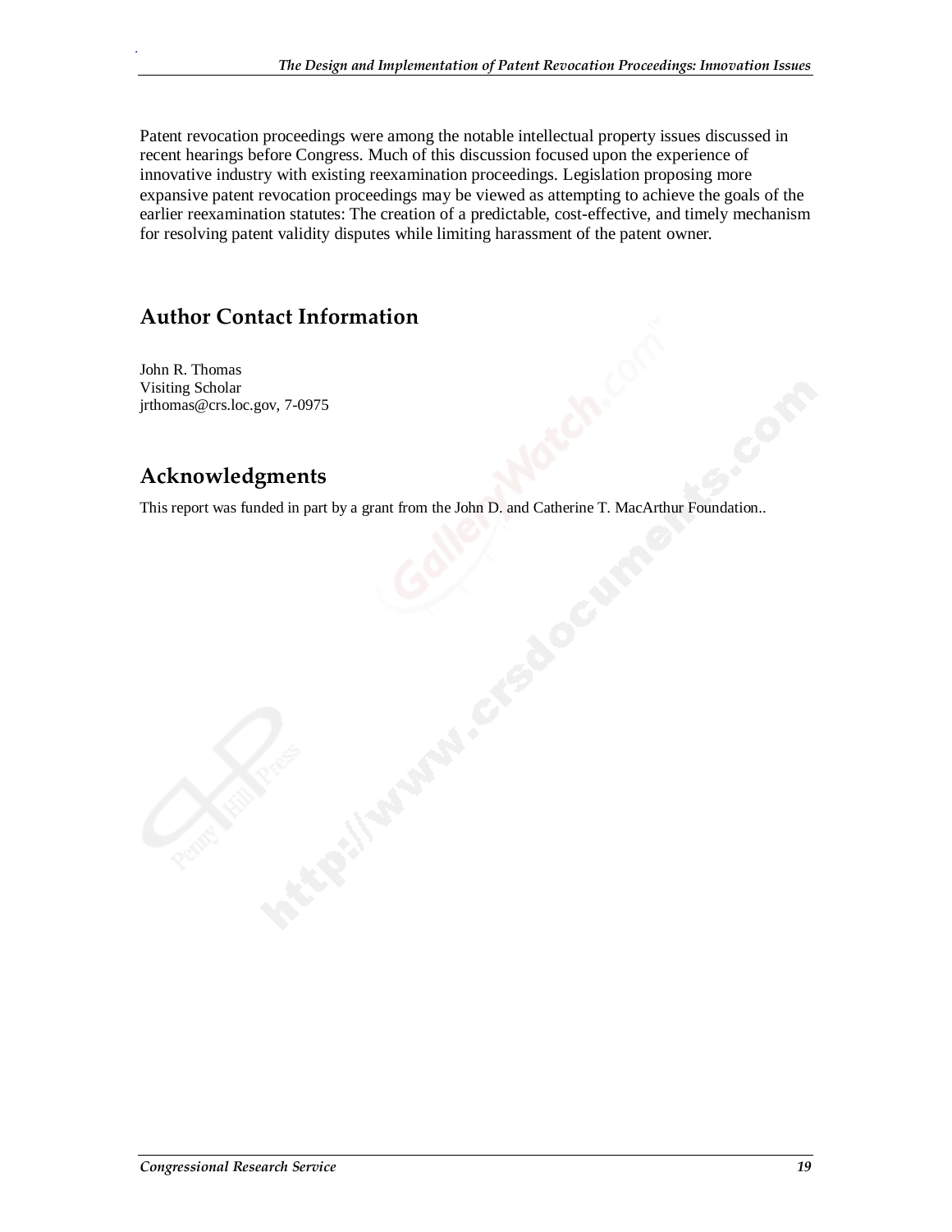Patent revocation proceedings were among the notable intellectual property issues discussed in recent hearings before Congress. Much of this discussion focused upon the experience of innovative industry with existing reexamination proceedings. Legislation proposing more expansive patent revocation proceedings may be viewed as attempting to achieve the goals of the earlier reexamination statutes: The creation of a predictable, cost-effective, and timely mechanism for resolving patent validity disputes while limiting harassment of the patent owner.

## Author Contact Information

John R. Thomas
Visiting Scholar
jrthomas@crs.loc.gov, 7-0975

## Acknowledgments

This report was funded in part by a grant from the John D. and Catherine T. MacArthur Foundation..